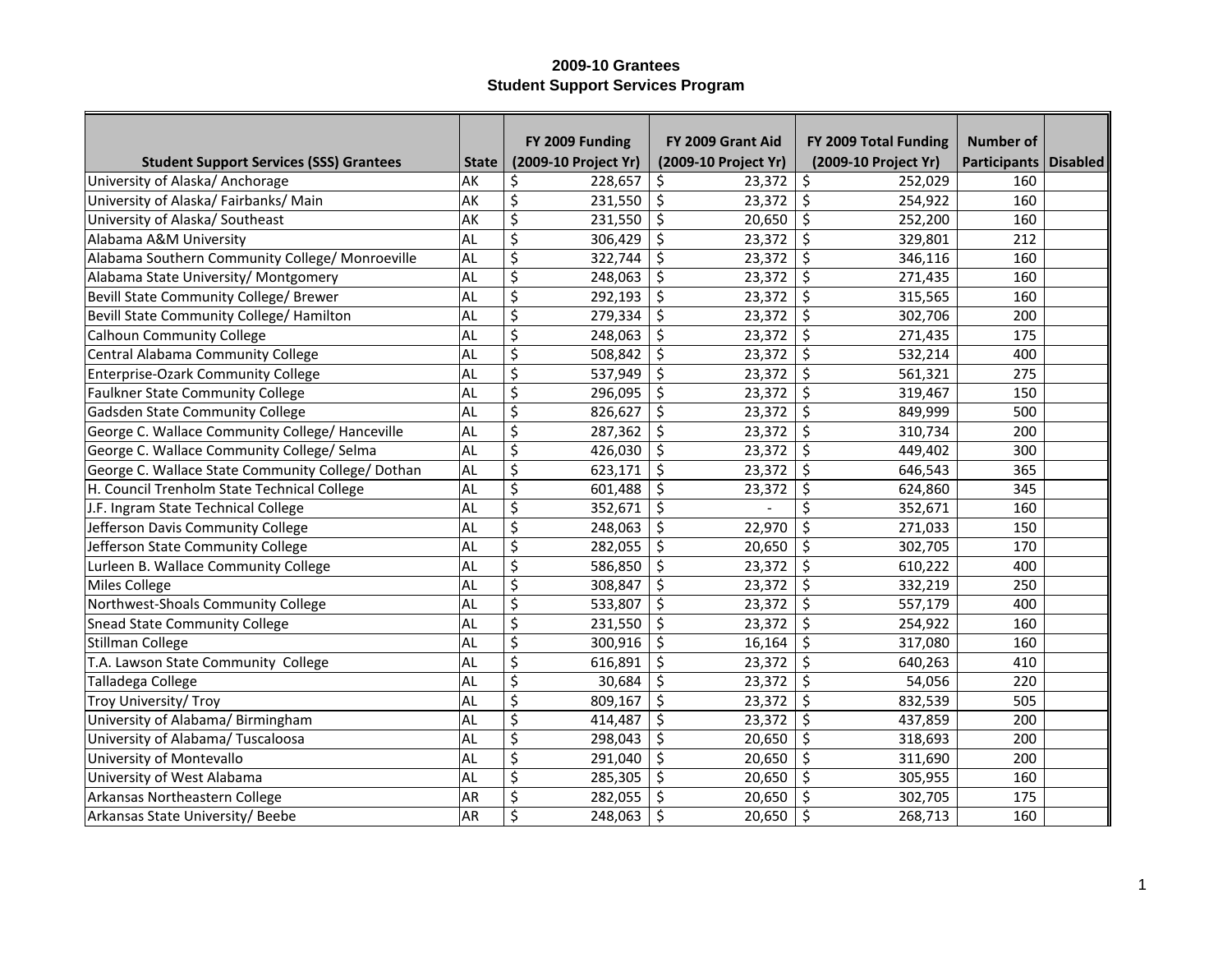# 2009-10 Grantees
## Student Support Services Program

| Student Support Services (SSS) Grantees | State | FY 2009 Funding (2009-10 Project Yr) | FY 2009 Grant Aid (2009-10 Project Yr) | FY 2009 Total Funding (2009-10 Project Yr) | Number of Participants | Disabled |
|---|---|---|---|---|---|---|
| University of Alaska/ Anchorage | AK | $ 228,657 | $ 23,372 | $ 252,029 | 160 | |
| University of Alaska/ Fairbanks/ Main | AK | $ 231,550 | $ 23,372 | $ 254,922 | 160 | |
| University of Alaska/ Southeast | AK | $ 231,550 | $ 20,650 | $ 252,200 | 160 | |
| Alabama A&M University | AL | $ 306,429 | $ 23,372 | $ 329,801 | 212 | |
| Alabama Southern Community College/ Monroeville | AL | $ 322,744 | $ 23,372 | $ 346,116 | 160 | |
| Alabama State University/ Montgomery | AL | $ 248,063 | $ 23,372 | $ 271,435 | 160 | |
| Bevill State Community College/ Brewer | AL | $ 292,193 | $ 23,372 | $ 315,565 | 160 | |
| Bevill State Community College/ Hamilton | AL | $ 279,334 | $ 23,372 | $ 302,706 | 200 | |
| Calhoun Community College | AL | $ 248,063 | $ 23,372 | $ 271,435 | 175 | |
| Central Alabama Community College | AL | $ 508,842 | $ 23,372 | $ 532,214 | 400 | |
| Enterprise-Ozark Community College | AL | $ 537,949 | $ 23,372 | $ 561,321 | 275 | |
| Faulkner State Community College | AL | $ 296,095 | $ 23,372 | $ 319,467 | 150 | |
| Gadsden State Community College | AL | $ 826,627 | $ 23,372 | $ 849,999 | 500 | |
| George C. Wallace Community College/ Hanceville | AL | $ 287,362 | $ 23,372 | $ 310,734 | 200 | |
| George C. Wallace Community College/ Selma | AL | $ 426,030 | $ 23,372 | $ 449,402 | 300 | |
| George C. Wallace State Community College/ Dothan | AL | $ 623,171 | $ 23,372 | $ 646,543 | 365 | |
| H. Council Trenholm State Technical College | AL | $ 601,488 | $ 23,372 | $ 624,860 | 345 | |
| J.F. Ingram State Technical College | AL | $ 352,671 | $ - | $ 352,671 | 160 | |
| Jefferson Davis Community College | AL | $ 248,063 | $ 22,970 | $ 271,033 | 150 | |
| Jefferson State Community College | AL | $ 282,055 | $ 20,650 | $ 302,705 | 170 | |
| Lurleen B. Wallace Community College | AL | $ 586,850 | $ 23,372 | $ 610,222 | 400 | |
| Miles College | AL | $ 308,847 | $ 23,372 | $ 332,219 | 250 | |
| Northwest-Shoals Community College | AL | $ 533,807 | $ 23,372 | $ 557,179 | 400 | |
| Snead State Community College | AL | $ 231,550 | $ 23,372 | $ 254,922 | 160 | |
| Stillman College | AL | $ 300,916 | $ 16,164 | $ 317,080 | 160 | |
| T.A. Lawson State Community College | AL | $ 616,891 | $ 23,372 | $ 640,263 | 410 | |
| Talladega College | AL | $ 30,684 | $ 23,372 | $ 54,056 | 220 | |
| Troy University/ Troy | AL | $ 809,167 | $ 23,372 | $ 832,539 | 505 | |
| University of Alabama/ Birmingham | AL | $ 414,487 | $ 23,372 | $ 437,859 | 200 | |
| University of Alabama/ Tuscaloosa | AL | $ 298,043 | $ 20,650 | $ 318,693 | 200 | |
| University of Montevallo | AL | $ 291,040 | $ 20,650 | $ 311,690 | 200 | |
| University of West Alabama | AL | $ 285,305 | $ 20,650 | $ 305,955 | 160 | |
| Arkansas Northeastern College | AR | $ 282,055 | $ 20,650 | $ 302,705 | 175 | |
| Arkansas State University/ Beebe | AR | $ 248,063 | $ 20,650 | $ 268,713 | 160 | |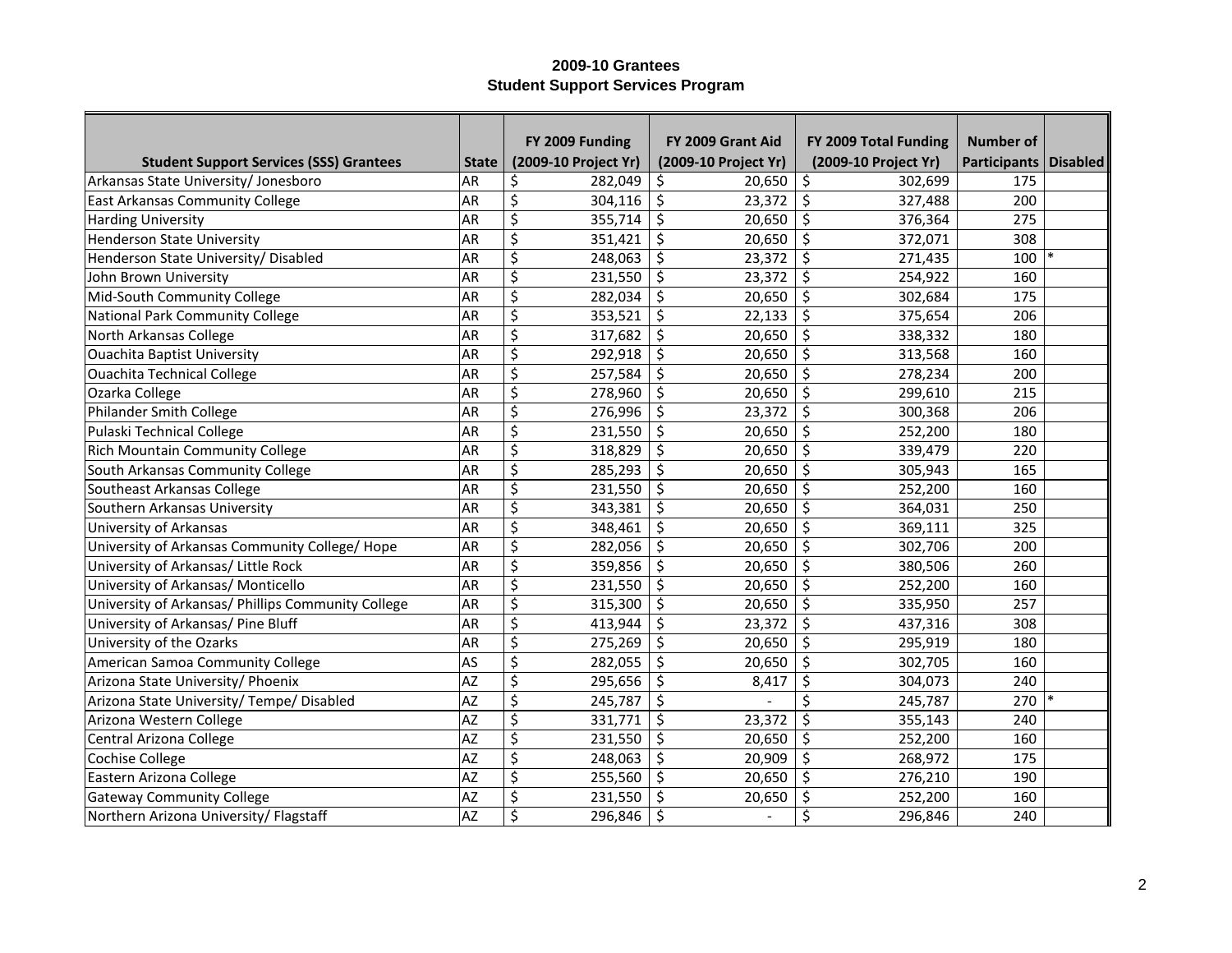# 2009-10 Grantees
## Student Support Services Program

| Student Support Services (SSS) Grantees | State | FY 2009 Funding (2009-10 Project Yr) | FY 2009 Grant Aid (2009-10 Project Yr) | FY 2009 Total Funding (2009-10 Project Yr) | Number of Participants | Disabled |
|---|---|---|---|---|---|---|
| Arkansas State University/ Jonesboro | AR | $ 282,049 | $ 20,650 | $ 302,699 | 175 | |
| East Arkansas Community College | AR | $ 304,116 | $ 23,372 | $ 327,488 | 200 | |
| Harding University | AR | $ 355,714 | $ 20,650 | $ 376,364 | 275 | |
| Henderson State University | AR | $ 351,421 | $ 20,650 | $ 372,071 | 308 | |
| Henderson State University/ Disabled | AR | $ 248,063 | $ 23,372 | $ 271,435 | 100 | * |
| John Brown University | AR | $ 231,550 | $ 23,372 | $ 254,922 | 160 | |
| Mid-South Community College | AR | $ 282,034 | $ 20,650 | $ 302,684 | 175 | |
| National Park Community College | AR | $ 353,521 | $ 22,133 | $ 375,654 | 206 | |
| North Arkansas College | AR | $ 317,682 | $ 20,650 | $ 338,332 | 180 | |
| Ouachita Baptist University | AR | $ 292,918 | $ 20,650 | $ 313,568 | 160 | |
| Ouachita Technical College | AR | $ 257,584 | $ 20,650 | $ 278,234 | 200 | |
| Ozarka College | AR | $ 278,960 | $ 20,650 | $ 299,610 | 215 | |
| Philander Smith College | AR | $ 276,996 | $ 23,372 | $ 300,368 | 206 | |
| Pulaski Technical College | AR | $ 231,550 | $ 20,650 | $ 252,200 | 180 | |
| Rich Mountain Community College | AR | $ 318,829 | $ 20,650 | $ 339,479 | 220 | |
| South Arkansas Community College | AR | $ 285,293 | $ 20,650 | $ 305,943 | 165 | |
| Southeast Arkansas College | AR | $ 231,550 | $ 20,650 | $ 252,200 | 160 | |
| Southern Arkansas University | AR | $ 343,381 | $ 20,650 | $ 364,031 | 250 | |
| University of Arkansas | AR | $ 348,461 | $ 20,650 | $ 369,111 | 325 | |
| University of Arkansas Community College/ Hope | AR | $ 282,056 | $ 20,650 | $ 302,706 | 200 | |
| University of Arkansas/ Little Rock | AR | $ 359,856 | $ 20,650 | $ 380,506 | 260 | |
| University of Arkansas/ Monticello | AR | $ 231,550 | $ 20,650 | $ 252,200 | 160 | |
| University of Arkansas/ Phillips Community College | AR | $ 315,300 | $ 20,650 | $ 335,950 | 257 | |
| University of Arkansas/ Pine Bluff | AR | $ 413,944 | $ 23,372 | $ 437,316 | 308 | |
| University of the Ozarks | AR | $ 275,269 | $ 20,650 | $ 295,919 | 180 | |
| American Samoa Community College | AS | $ 282,055 | $ 20,650 | $ 302,705 | 160 | |
| Arizona State University/ Phoenix | AZ | $ 295,656 | $ 8,417 | $ 304,073 | 240 | |
| Arizona State University/ Tempe/ Disabled | AZ | $ 245,787 | $ - | $ 245,787 | 270 | * |
| Arizona Western College | AZ | $ 331,771 | $ 23,372 | $ 355,143 | 240 | |
| Central Arizona College | AZ | $ 231,550 | $ 20,650 | $ 252,200 | 160 | |
| Cochise College | AZ | $ 248,063 | $ 20,909 | $ 268,972 | 175 | |
| Eastern Arizona College | AZ | $ 255,560 | $ 20,650 | $ 276,210 | 190 | |
| Gateway Community College | AZ | $ 231,550 | $ 20,650 | $ 252,200 | 160 | |
| Northern Arizona University/ Flagstaff | AZ | $ 296,846 | $ - | $ 296,846 | 240 | |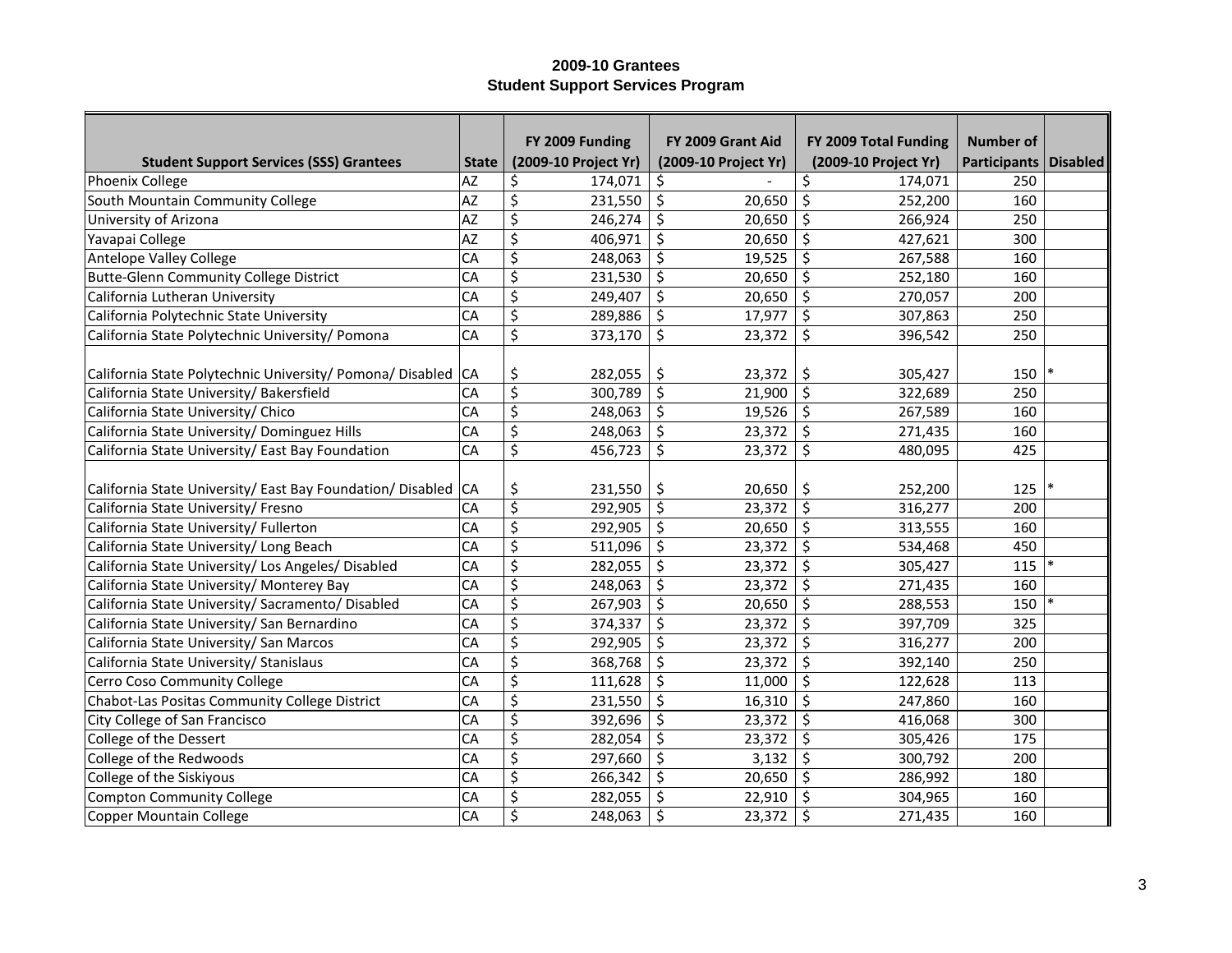# 2009-10 Grantees
## Student Support Services Program

| Student Support Services (SSS) Grantees | State | FY 2009 Funding (2009-10 Project Yr) | FY 2009 Grant Aid (2009-10 Project Yr) | FY 2009 Total Funding (2009-10 Project Yr) | Number of Participants | Disabled |
|---|---|---|---|---|---|---|
| Phoenix College | AZ | $ 174,071 | $ - | $ 174,071 | 250 | |
| South Mountain Community College | AZ | $ 231,550 | $ 20,650 | $ 252,200 | 160 | |
| University of Arizona | AZ | $ 246,274 | $ 20,650 | $ 266,924 | 250 | |
| Yavapai College | AZ | $ 406,971 | $ 20,650 | $ 427,621 | 300 | |
| Antelope Valley College | CA | $ 248,063 | $ 19,525 | $ 267,588 | 160 | |
| Butte-Glenn Community College District | CA | $ 231,530 | $ 20,650 | $ 252,180 | 160 | |
| California Lutheran University | CA | $ 249,407 | $ 20,650 | $ 270,057 | 200 | |
| California Polytechnic State University | CA | $ 289,886 | $ 17,977 | $ 307,863 | 250 | |
| California State Polytechnic University/ Pomona | CA | $ 373,170 | $ 23,372 | $ 396,542 | 250 | |
| California State Polytechnic University/ Pomona/ Disabled | CA | $ 282,055 | $ 23,372 | $ 305,427 | 150 | * |
| California State University/ Bakersfield | CA | $ 300,789 | $ 21,900 | $ 322,689 | 250 | |
| California State University/ Chico | CA | $ 248,063 | $ 19,526 | $ 267,589 | 160 | |
| California State University/ Dominguez Hills | CA | $ 248,063 | $ 23,372 | $ 271,435 | 160 | |
| California State University/ East Bay Foundation | CA | $ 456,723 | $ 23,372 | $ 480,095 | 425 | |
| California State University/ East Bay Foundation/ Disabled | CA | $ 231,550 | $ 20,650 | $ 252,200 | 125 | * |
| California State University/ Fresno | CA | $ 292,905 | $ 23,372 | $ 316,277 | 200 | |
| California State University/ Fullerton | CA | $ 292,905 | $ 20,650 | $ 313,555 | 160 | |
| California State University/ Long Beach | CA | $ 511,096 | $ 23,372 | $ 534,468 | 450 | |
| California State University/ Los Angeles/ Disabled | CA | $ 282,055 | $ 23,372 | $ 305,427 | 115 | * |
| California State University/ Monterey Bay | CA | $ 248,063 | $ 23,372 | $ 271,435 | 160 | |
| California State University/ Sacramento/ Disabled | CA | $ 267,903 | $ 20,650 | $ 288,553 | 150 | * |
| California State University/ San Bernardino | CA | $ 374,337 | $ 23,372 | $ 397,709 | 325 | |
| California State University/ San Marcos | CA | $ 292,905 | $ 23,372 | $ 316,277 | 200 | |
| California State University/ Stanislaus | CA | $ 368,768 | $ 23,372 | $ 392,140 | 250 | |
| Cerro Coso Community College | CA | $ 111,628 | $ 11,000 | $ 122,628 | 113 | |
| Chabot-Las Positas Community College District | CA | $ 231,550 | $ 16,310 | $ 247,860 | 160 | |
| City College of San Francisco | CA | $ 392,696 | $ 23,372 | $ 416,068 | 300 | |
| College of the Dessert | CA | $ 282,054 | $ 23,372 | $ 305,426 | 175 | |
| College of the Redwoods | CA | $ 297,660 | $ 3,132 | $ 300,792 | 200 | |
| College of the Siskiyous | CA | $ 266,342 | $ 20,650 | $ 286,992 | 180 | |
| Compton Community College | CA | $ 282,055 | $ 22,910 | $ 304,965 | 160 | |
| Copper Mountain College | CA | $ 248,063 | $ 23,372 | $ 271,435 | 160 | |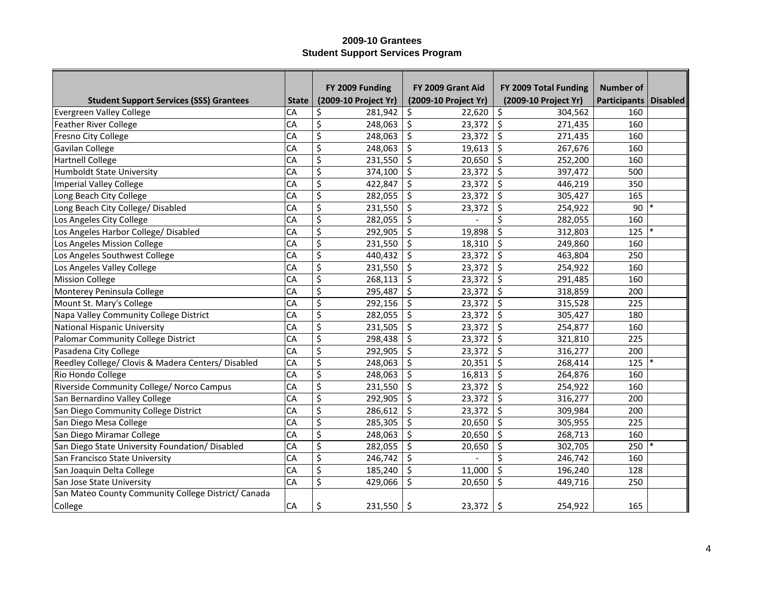# 2009-10 Grantees
## Student Support Services Program

| Student Support Services (SSS) Grantees | State | FY 2009 Funding (2009-10 Project Yr) | FY 2009 Grant Aid (2009-10 Project Yr) | FY 2009 Total Funding (2009-10 Project Yr) | Number of Participants | Disabled |
|---|---|---|---|---|---|---|
| Evergreen Valley College | CA | $ 281,942 | $ 22,620 | $ 304,562 | 160 | |
| Feather River College | CA | $ 248,063 | $ 23,372 | $ 271,435 | 160 | |
| Fresno City College | CA | $ 248,063 | $ 23,372 | $ 271,435 | 160 | |
| Gavilan College | CA | $ 248,063 | $ 19,613 | $ 267,676 | 160 | |
| Hartnell College | CA | $ 231,550 | $ 20,650 | $ 252,200 | 160 | |
| Humboldt State University | CA | $ 374,100 | $ 23,372 | $ 397,472 | 500 | |
| Imperial Valley College | CA | $ 422,847 | $ 23,372 | $ 446,219 | 350 | |
| Long Beach City College | CA | $ 282,055 | $ 23,372 | $ 305,427 | 165 | |
| Long Beach City College/ Disabled | CA | $ 231,550 | $ 23,372 | $ 254,922 | 90 | * |
| Los Angeles City College | CA | $ 282,055 | $ - | $ 282,055 | 160 | |
| Los Angeles Harbor College/ Disabled | CA | $ 292,905 | $ 19,898 | $ 312,803 | 125 | * |
| Los Angeles Mission College | CA | $ 231,550 | $ 18,310 | $ 249,860 | 160 | |
| Los Angeles Southwest College | CA | $ 440,432 | $ 23,372 | $ 463,804 | 250 | |
| Los Angeles Valley College | CA | $ 231,550 | $ 23,372 | $ 254,922 | 160 | |
| Mission College | CA | $ 268,113 | $ 23,372 | $ 291,485 | 160 | |
| Monterey Peninsula College | CA | $ 295,487 | $ 23,372 | $ 318,859 | 200 | |
| Mount St. Mary's College | CA | $ 292,156 | $ 23,372 | $ 315,528 | 225 | |
| Napa Valley Community College District | CA | $ 282,055 | $ 23,372 | $ 305,427 | 180 | |
| National Hispanic University | CA | $ 231,505 | $ 23,372 | $ 254,877 | 160 | |
| Palomar Community College District | CA | $ 298,438 | $ 23,372 | $ 321,810 | 225 | |
| Pasadena City College | CA | $ 292,905 | $ 23,372 | $ 316,277 | 200 | |
| Reedley College/ Clovis & Madera Centers/ Disabled | CA | $ 248,063 | $ 20,351 | $ 268,414 | 125 | * |
| Rio Hondo College | CA | $ 248,063 | $ 16,813 | $ 264,876 | 160 | |
| Riverside Community College/ Norco Campus | CA | $ 231,550 | $ 23,372 | $ 254,922 | 160 | |
| San Bernardino Valley College | CA | $ 292,905 | $ 23,372 | $ 316,277 | 200 | |
| San Diego Community College District | CA | $ 286,612 | $ 23,372 | $ 309,984 | 200 | |
| San Diego Mesa College | CA | $ 285,305 | $ 20,650 | $ 305,955 | 225 | |
| San Diego Miramar College | CA | $ 248,063 | $ 20,650 | $ 268,713 | 160 | |
| San Diego State University Foundation/ Disabled | CA | $ 282,055 | $ 20,650 | $ 302,705 | 250 | * |
| San Francisco State University | CA | $ 246,742 | $ - | $ 246,742 | 160 | |
| San Joaquin Delta College | CA | $ 185,240 | $ 11,000 | $ 196,240 | 128 | |
| San Jose State University | CA | $ 429,066 | $ 20,650 | $ 449,716 | 250 | |
| San Mateo County Community College District/ Canada College | CA | $ 231,550 | $ 23,372 | $ 254,922 | 165 | |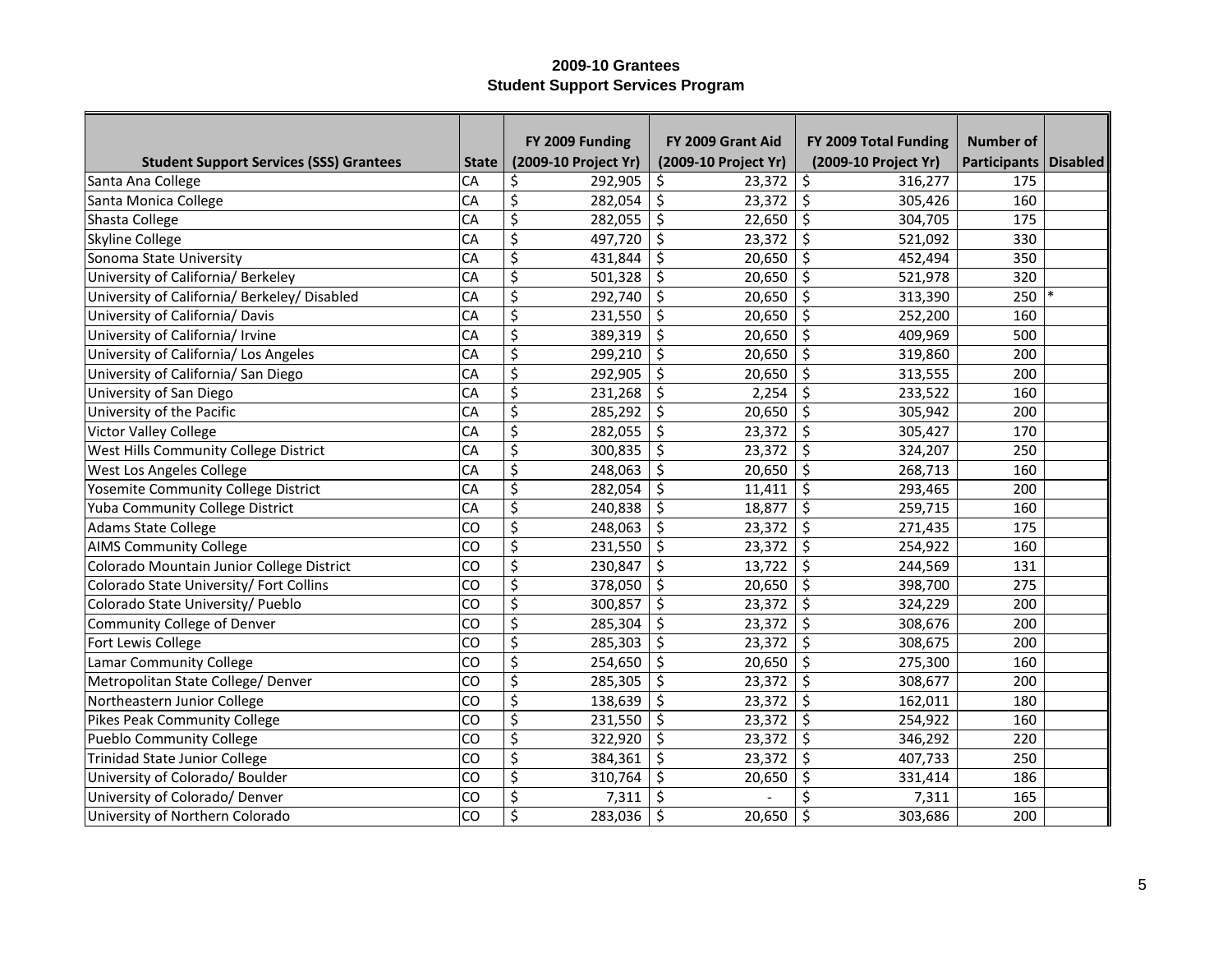**2009-10 Grantees**
**Student Support Services Program**

| Student Support Services (SSS) Grantees | State | FY 2009 Funding (2009-10 Project Yr) | FY 2009 Grant Aid (2009-10 Project Yr) | FY 2009 Total Funding (2009-10 Project Yr) | Number of Participants | Disabled |
|---|---|---|---|---|---|---|
| Santa Ana College | CA | $ 292,905 | $ 23,372 | $ 316,277 | 175 | |
| Santa Monica College | CA | $ 282,054 | $ 23,372 | $ 305,426 | 160 | |
| Shasta College | CA | $ 282,055 | $ 22,650 | $ 304,705 | 175 | |
| Skyline College | CA | $ 497,720 | $ 23,372 | $ 521,092 | 330 | |
| Sonoma State University | CA | $ 431,844 | $ 20,650 | $ 452,494 | 350 | |
| University of California/ Berkeley | CA | $ 501,328 | $ 20,650 | $ 521,978 | 320 | |
| University of California/ Berkeley/ Disabled | CA | $ 292,740 | $ 20,650 | $ 313,390 | 250 | * |
| University of California/ Davis | CA | $ 231,550 | $ 20,650 | $ 252,200 | 160 | |
| University of California/ Irvine | CA | $ 389,319 | $ 20,650 | $ 409,969 | 500 | |
| University of California/ Los Angeles | CA | $ 299,210 | $ 20,650 | $ 319,860 | 200 | |
| University of California/ San Diego | CA | $ 292,905 | $ 20,650 | $ 313,555 | 200 | |
| University of San Diego | CA | $ 231,268 | $ 2,254 | $ 233,522 | 160 | |
| University of the Pacific | CA | $ 285,292 | $ 20,650 | $ 305,942 | 200 | |
| Victor Valley College | CA | $ 282,055 | $ 23,372 | $ 305,427 | 170 | |
| West Hills Community College District | CA | $ 300,835 | $ 23,372 | $ 324,207 | 250 | |
| West Los Angeles College | CA | $ 248,063 | $ 20,650 | $ 268,713 | 160 | |
| Yosemite Community College District | CA | $ 282,054 | $ 11,411 | $ 293,465 | 200 | |
| Yuba Community College District | CA | $ 240,838 | $ 18,877 | $ 259,715 | 160 | |
| Adams State College | CO | $ 248,063 | $ 23,372 | $ 271,435 | 175 | |
| AIMS Community College | CO | $ 231,550 | $ 23,372 | $ 254,922 | 160 | |
| Colorado Mountain Junior College District | CO | $ 230,847 | $ 13,722 | $ 244,569 | 131 | |
| Colorado State University/ Fort Collins | CO | $ 378,050 | $ 20,650 | $ 398,700 | 275 | |
| Colorado State University/ Pueblo | CO | $ 300,857 | $ 23,372 | $ 324,229 | 200 | |
| Community College of Denver | CO | $ 285,304 | $ 23,372 | $ 308,676 | 200 | |
| Fort Lewis College | CO | $ 285,303 | $ 23,372 | $ 308,675 | 200 | |
| Lamar Community College | CO | $ 254,650 | $ 20,650 | $ 275,300 | 160 | |
| Metropolitan State College/ Denver | CO | $ 285,305 | $ 23,372 | $ 308,677 | 200 | |
| Northeastern Junior College | CO | $ 138,639 | $ 23,372 | $ 162,011 | 180 | |
| Pikes Peak Community College | CO | $ 231,550 | $ 23,372 | $ 254,922 | 160 | |
| Pueblo Community College | CO | $ 322,920 | $ 23,372 | $ 346,292 | 220 | |
| Trinidad State Junior College | CO | $ 384,361 | $ 23,372 | $ 407,733 | 250 | |
| University of Colorado/ Boulder | CO | $ 310,764 | $ 20,650 | $ 331,414 | 186 | |
| University of Colorado/ Denver | CO | $ 7,311 | $ - | $ 7,311 | 165 | |
| University of Northern Colorado | CO | $ 283,036 | $ 20,650 | $ 303,686 | 200 | |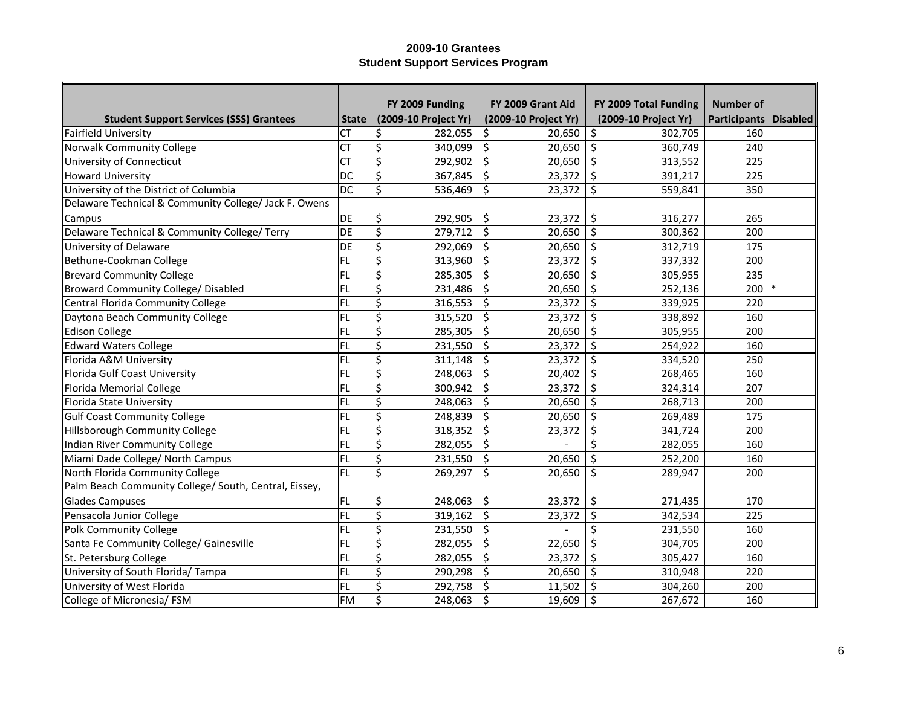**2009-10 Grantees**
**Student Support Services Program**

| Student Support Services (SSS) Grantees | State | FY 2009 Funding (2009-10 Project Yr) | FY 2009 Grant Aid (2009-10 Project Yr) | FY 2009 Total Funding (2009-10 Project Yr) | Number of Participants | Disabled |
|---|---|---|---|---|---|---|
| Fairfield University | CT | $ 282,055 | $ 20,650 | $ 302,705 | 160 | |
| Norwalk Community College | CT | $ 340,099 | $ 20,650 | $ 360,749 | 240 | |
| University of Connecticut | CT | $ 292,902 | $ 20,650 | $ 313,552 | 225 | |
| Howard University | DC | $ 367,845 | $ 23,372 | $ 391,217 | 225 | |
| University of the District of Columbia | DC | $ 536,469 | $ 23,372 | $ 559,841 | 350 | |
| Delaware Technical & Community College/ Jack F. Owens Campus | DE | $ 292,905 | $ 23,372 | $ 316,277 | 265 | |
| Delaware Technical & Community College/ Terry | DE | $ 279,712 | $ 20,650 | $ 300,362 | 200 | |
| University of Delaware | DE | $ 292,069 | $ 20,650 | $ 312,719 | 175 | |
| Bethune-Cookman College | FL | $ 313,960 | $ 23,372 | $ 337,332 | 200 | |
| Brevard Community College | FL | $ 285,305 | $ 20,650 | $ 305,955 | 235 | |
| Broward Community College/ Disabled | FL | $ 231,486 | $ 20,650 | $ 252,136 | 200 | * |
| Central Florida Community College | FL | $ 316,553 | $ 23,372 | $ 339,925 | 220 | |
| Daytona Beach Community College | FL | $ 315,520 | $ 23,372 | $ 338,892 | 160 | |
| Edison College | FL | $ 285,305 | $ 20,650 | $ 305,955 | 200 | |
| Edward Waters College | FL | $ 231,550 | $ 23,372 | $ 254,922 | 160 | |
| Florida A&M University | FL | $ 311,148 | $ 23,372 | $ 334,520 | 250 | |
| Florida Gulf Coast University | FL | $ 248,063 | $ 20,402 | $ 268,465 | 160 | |
| Florida Memorial College | FL | $ 300,942 | $ 23,372 | $ 324,314 | 207 | |
| Florida State University | FL | $ 248,063 | $ 20,650 | $ 268,713 | 200 | |
| Gulf Coast Community College | FL | $ 248,839 | $ 20,650 | $ 269,489 | 175 | |
| Hillsborough Community College | FL | $ 318,352 | $ 23,372 | $ 341,724 | 200 | |
| Indian River Community College | FL | $ 282,055 | $ - | $ 282,055 | 160 | |
| Miami Dade College/ North Campus | FL | $ 231,550 | $ 20,650 | $ 252,200 | 160 | |
| North Florida Community College | FL | $ 269,297 | $ 20,650 | $ 289,947 | 200 | |
| Palm Beach Community College/ South, Central, Eissey, Glades Campuses | FL | $ 248,063 | $ 23,372 | $ 271,435 | 170 | |
| Pensacola Junior College | FL | $ 319,162 | $ 23,372 | $ 342,534 | 225 | |
| Polk Community College | FL | $ 231,550 | $ - | $ 231,550 | 160 | |
| Santa Fe Community College/ Gainesville | FL | $ 282,055 | $ 22,650 | $ 304,705 | 200 | |
| St. Petersburg College | FL | $ 282,055 | $ 23,372 | $ 305,427 | 160 | |
| University of South Florida/ Tampa | FL | $ 290,298 | $ 20,650 | $ 310,948 | 220 | |
| University of West Florida | FL | $ 292,758 | $ 11,502 | $ 304,260 | 200 | |
| College of Micronesia/ FSM | FM | $ 248,063 | $ 19,609 | $ 267,672 | 160 | |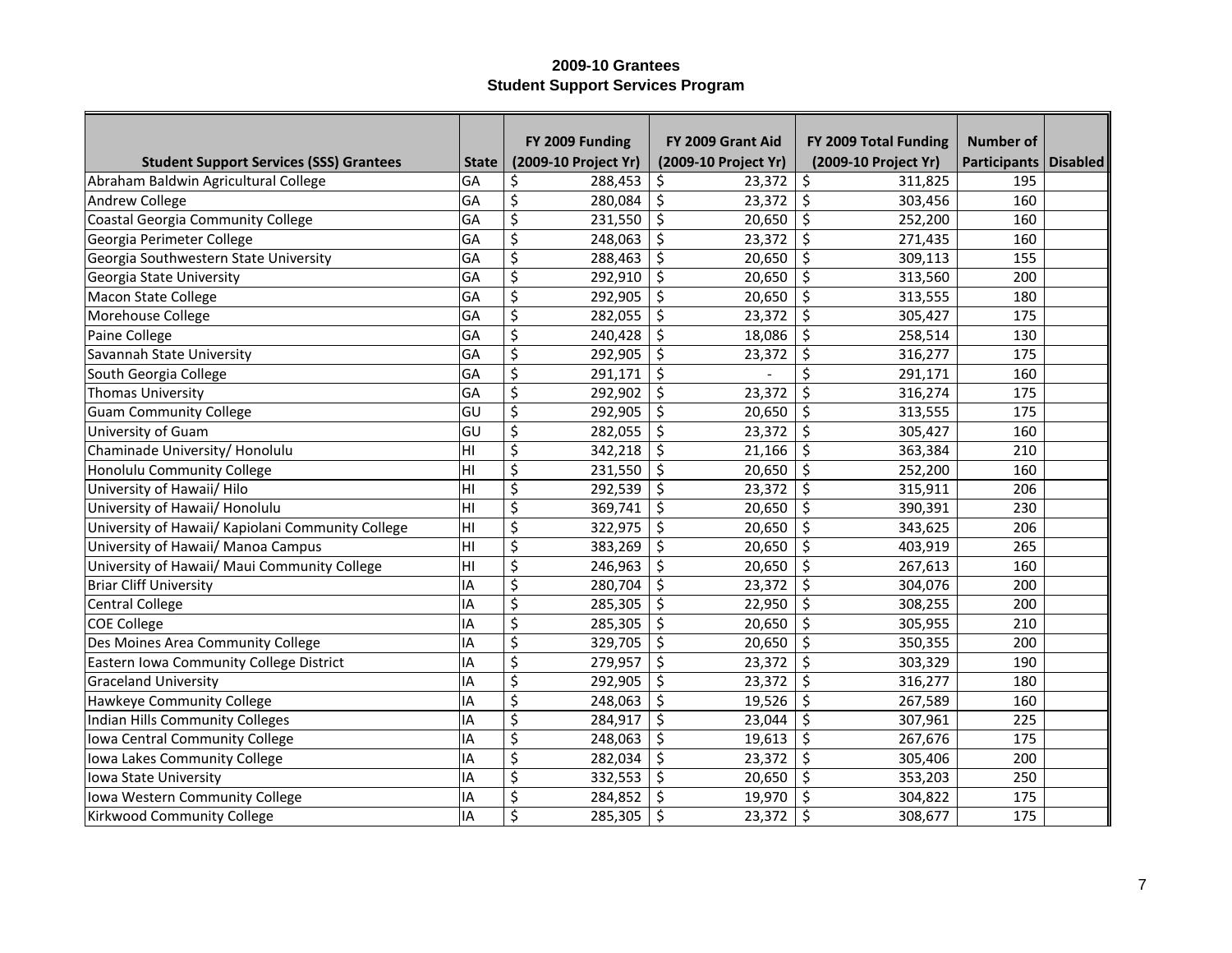**2009-10 Grantees**
**Student Support Services Program**

| Student Support Services (SSS) Grantees | State | FY 2009 Funding (2009-10 Project Yr) | FY 2009 Grant Aid (2009-10 Project Yr) | FY 2009 Total Funding (2009-10 Project Yr) | Number of Participants | Disabled |
|---|---|---|---|---|---|---|
| Abraham Baldwin Agricultural College | GA | $ 288,453 | $ 23,372 | $ 311,825 | 195 | |
| Andrew College | GA | $ 280,084 | $ 23,372 | $ 303,456 | 160 | |
| Coastal Georgia Community College | GA | $ 231,550 | $ 20,650 | $ 252,200 | 160 | |
| Georgia Perimeter College | GA | $ 248,063 | $ 23,372 | $ 271,435 | 160 | |
| Georgia Southwestern State University | GA | $ 288,463 | $ 20,650 | $ 309,113 | 155 | |
| Georgia State University | GA | $ 292,910 | $ 20,650 | $ 313,560 | 200 | |
| Macon State College | GA | $ 292,905 | $ 20,650 | $ 313,555 | 180 | |
| Morehouse College | GA | $ 282,055 | $ 23,372 | $ 305,427 | 175 | |
| Paine College | GA | $ 240,428 | $ 18,086 | $ 258,514 | 130 | |
| Savannah State University | GA | $ 292,905 | $ 23,372 | $ 316,277 | 175 | |
| South Georgia College | GA | $ 291,171 | $ - | $ 291,171 | 160 | |
| Thomas University | GA | $ 292,902 | $ 23,372 | $ 316,274 | 175 | |
| Guam Community College | GU | $ 292,905 | $ 20,650 | $ 313,555 | 175 | |
| University of Guam | GU | $ 282,055 | $ 23,372 | $ 305,427 | 160 | |
| Chaminade University/ Honolulu | HI | $ 342,218 | $ 21,166 | $ 363,384 | 210 | |
| Honolulu Community College | HI | $ 231,550 | $ 20,650 | $ 252,200 | 160 | |
| University of Hawaii/ Hilo | HI | $ 292,539 | $ 23,372 | $ 315,911 | 206 | |
| University of Hawaii/ Honolulu | HI | $ 369,741 | $ 20,650 | $ 390,391 | 230 | |
| University of Hawaii/ Kapiolani Community College | HI | $ 322,975 | $ 20,650 | $ 343,625 | 206 | |
| University of Hawaii/ Manoa Campus | HI | $ 383,269 | $ 20,650 | $ 403,919 | 265 | |
| University of Hawaii/ Maui Community College | HI | $ 246,963 | $ 20,650 | $ 267,613 | 160 | |
| Briar Cliff University | IA | $ 280,704 | $ 23,372 | $ 304,076 | 200 | |
| Central College | IA | $ 285,305 | $ 22,950 | $ 308,255 | 200 | |
| COE College | IA | $ 285,305 | $ 20,650 | $ 305,955 | 210 | |
| Des Moines Area Community College | IA | $ 329,705 | $ 20,650 | $ 350,355 | 200 | |
| Eastern Iowa Community College District | IA | $ 279,957 | $ 23,372 | $ 303,329 | 190 | |
| Graceland University | IA | $ 292,905 | $ 23,372 | $ 316,277 | 180 | |
| Hawkeye Community College | IA | $ 248,063 | $ 19,526 | $ 267,589 | 160 | |
| Indian Hills Community Colleges | IA | $ 284,917 | $ 23,044 | $ 307,961 | 225 | |
| Iowa Central Community College | IA | $ 248,063 | $ 19,613 | $ 267,676 | 175 | |
| Iowa Lakes Community College | IA | $ 282,034 | $ 23,372 | $ 305,406 | 200 | |
| Iowa State University | IA | $ 332,553 | $ 20,650 | $ 353,203 | 250 | |
| Iowa Western Community College | IA | $ 284,852 | $ 19,970 | $ 304,822 | 175 | |
| Kirkwood Community College | IA | $ 285,305 | $ 23,372 | $ 308,677 | 175 | |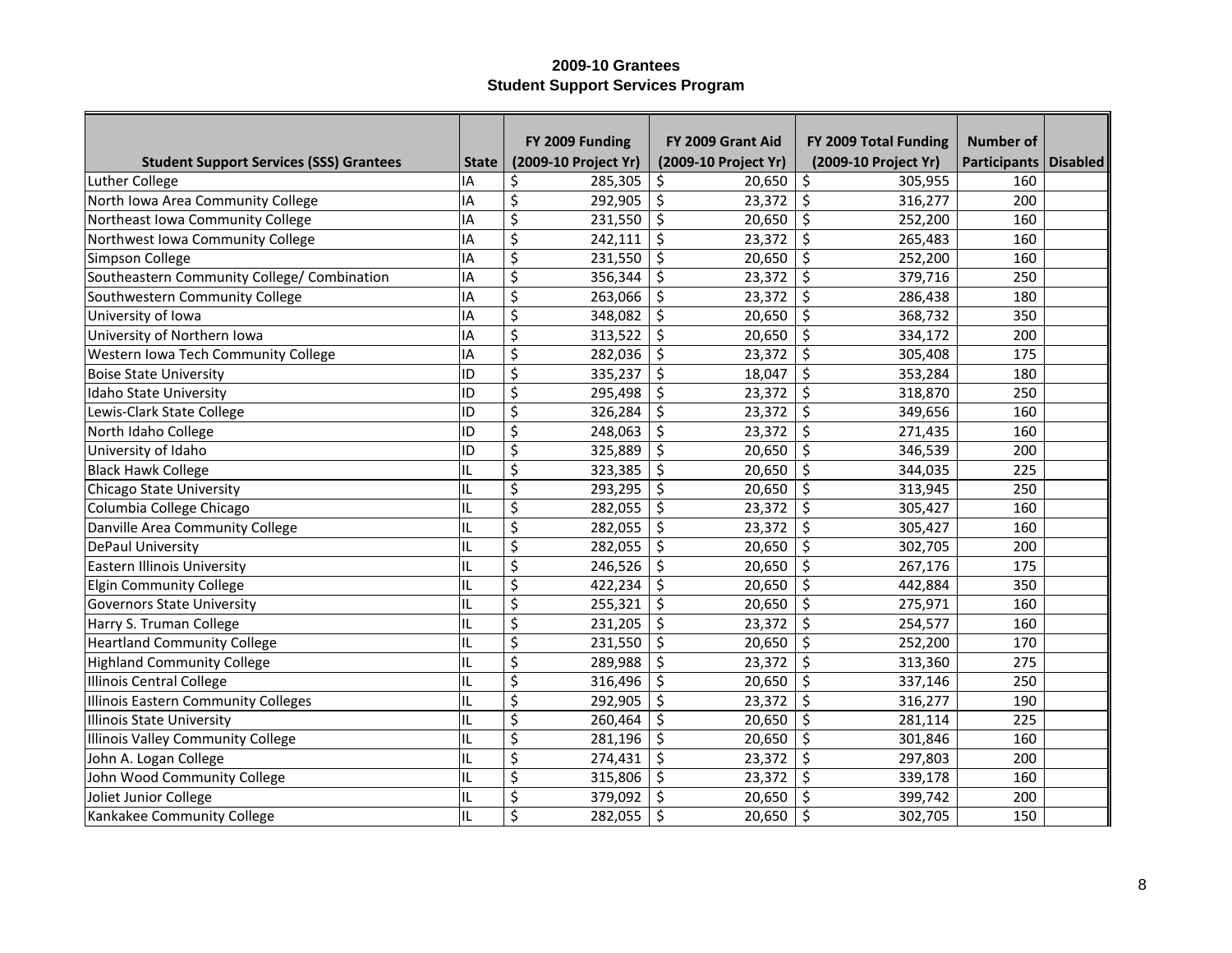# 2009-10 Grantees
## Student Support Services Program

| Student Support Services (SSS) Grantees | State | FY 2009 Funding (2009-10 Project Yr) | FY 2009 Grant Aid (2009-10 Project Yr) | FY 2009 Total Funding (2009-10 Project Yr) | Number of Participants | Disabled |
|---|---|---|---|---|---|---|
| Luther College | IA | $ 285,305 | $ 20,650 | $ 305,955 | 160 | |
| North Iowa Area Community College | IA | $ 292,905 | $ 23,372 | $ 316,277 | 200 | |
| Northeast Iowa Community College | IA | $ 231,550 | $ 20,650 | $ 252,200 | 160 | |
| Northwest Iowa Community College | IA | $ 242,111 | $ 23,372 | $ 265,483 | 160 | |
| Simpson College | IA | $ 231,550 | $ 20,650 | $ 252,200 | 160 | |
| Southeastern Community College/ Combination | IA | $ 356,344 | $ 23,372 | $ 379,716 | 250 | |
| Southwestern Community College | IA | $ 263,066 | $ 23,372 | $ 286,438 | 180 | |
| University of Iowa | IA | $ 348,082 | $ 20,650 | $ 368,732 | 350 | |
| University of Northern Iowa | IA | $ 313,522 | $ 20,650 | $ 334,172 | 200 | |
| Western Iowa Tech Community College | IA | $ 282,036 | $ 23,372 | $ 305,408 | 175 | |
| Boise State University | ID | $ 335,237 | $ 18,047 | $ 353,284 | 180 | |
| Idaho State University | ID | $ 295,498 | $ 23,372 | $ 318,870 | 250 | |
| Lewis-Clark State College | ID | $ 326,284 | $ 23,372 | $ 349,656 | 160 | |
| North Idaho College | ID | $ 248,063 | $ 23,372 | $ 271,435 | 160 | |
| University of Idaho | ID | $ 325,889 | $ 20,650 | $ 346,539 | 200 | |
| Black Hawk College | IL | $ 323,385 | $ 20,650 | $ 344,035 | 225 | |
| Chicago State University | IL | $ 293,295 | $ 20,650 | $ 313,945 | 250 | |
| Columbia College Chicago | IL | $ 282,055 | $ 23,372 | $ 305,427 | 160 | |
| Danville Area Community College | IL | $ 282,055 | $ 23,372 | $ 305,427 | 160 | |
| DePaul University | IL | $ 282,055 | $ 20,650 | $ 302,705 | 200 | |
| Eastern Illinois University | IL | $ 246,526 | $ 20,650 | $ 267,176 | 175 | |
| Elgin Community College | IL | $ 422,234 | $ 20,650 | $ 442,884 | 350 | |
| Governors State University | IL | $ 255,321 | $ 20,650 | $ 275,971 | 160 | |
| Harry S. Truman College | IL | $ 231,205 | $ 23,372 | $ 254,577 | 160 | |
| Heartland Community College | IL | $ 231,550 | $ 20,650 | $ 252,200 | 170 | |
| Highland Community College | IL | $ 289,988 | $ 23,372 | $ 313,360 | 275 | |
| Illinois Central College | IL | $ 316,496 | $ 20,650 | $ 337,146 | 250 | |
| Illinois Eastern Community Colleges | IL | $ 292,905 | $ 23,372 | $ 316,277 | 190 | |
| Illinois State University | IL | $ 260,464 | $ 20,650 | $ 281,114 | 225 | |
| Illinois Valley Community College | IL | $ 281,196 | $ 20,650 | $ 301,846 | 160 | |
| John A. Logan College | IL | $ 274,431 | $ 23,372 | $ 297,803 | 200 | |
| John Wood Community College | IL | $ 315,806 | $ 23,372 | $ 339,178 | 160 | |
| Joliet Junior College | IL | $ 379,092 | $ 20,650 | $ 399,742 | 200 | |
| Kankakee Community College | IL | $ 282,055 | $ 20,650 | $ 302,705 | 150 | |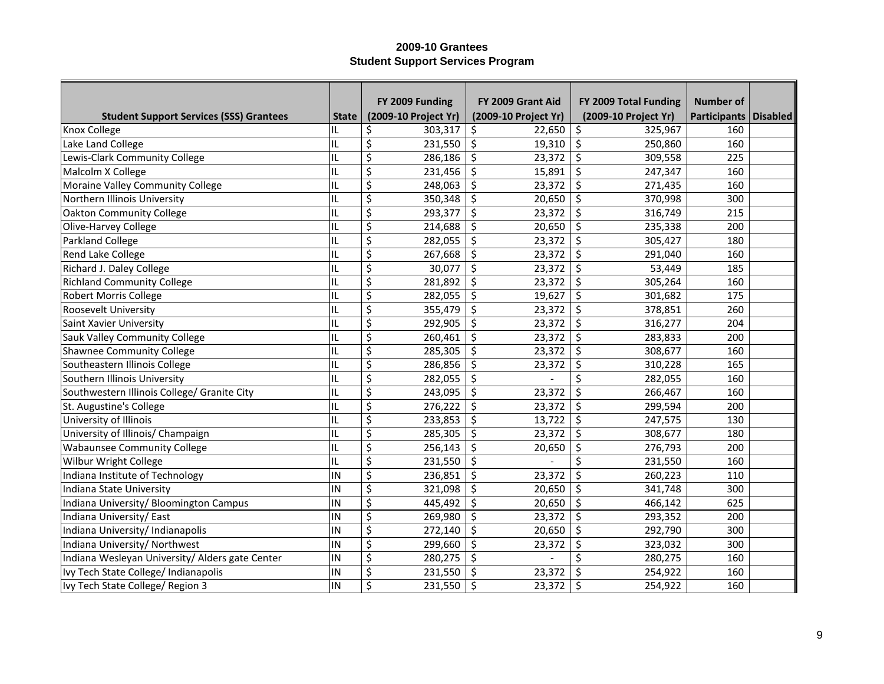# 2009-10 Grantees
## Student Support Services Program

| Student Support Services (SSS) Grantees | State | FY 2009 Funding (2009-10 Project Yr) | FY 2009 Grant Aid (2009-10 Project Yr) | FY 2009 Total Funding (2009-10 Project Yr) | Number of Participants | Disabled |
|---|---|---|---|---|---|---|
| Knox College | IL | $ 303,317 | $ 22,650 | $ 325,967 | 160 | |
| Lake Land College | IL | $ 231,550 | $ 19,310 | $ 250,860 | 160 | |
| Lewis-Clark Community College | IL | $ 286,186 | $ 23,372 | $ 309,558 | 225 | |
| Malcolm X College | IL | $ 231,456 | $ 15,891 | $ 247,347 | 160 | |
| Moraine Valley Community College | IL | $ 248,063 | $ 23,372 | $ 271,435 | 160 | |
| Northern Illinois University | IL | $ 350,348 | $ 20,650 | $ 370,998 | 300 | |
| Oakton Community College | IL | $ 293,377 | $ 23,372 | $ 316,749 | 215 | |
| Olive-Harvey College | IL | $ 214,688 | $ 20,650 | $ 235,338 | 200 | |
| Parkland College | IL | $ 282,055 | $ 23,372 | $ 305,427 | 180 | |
| Rend Lake College | IL | $ 267,668 | $ 23,372 | $ 291,040 | 160 | |
| Richard J. Daley College | IL | $ 30,077 | $ 23,372 | $ 53,449 | 185 | |
| Richland Community College | IL | $ 281,892 | $ 23,372 | $ 305,264 | 160 | |
| Robert Morris College | IL | $ 282,055 | $ 19,627 | $ 301,682 | 175 | |
| Roosevelt University | IL | $ 355,479 | $ 23,372 | $ 378,851 | 260 | |
| Saint Xavier University | IL | $ 292,905 | $ 23,372 | $ 316,277 | 204 | |
| Sauk Valley Community College | IL | $ 260,461 | $ 23,372 | $ 283,833 | 200 | |
| Shawnee Community College | IL | $ 285,305 | $ 23,372 | $ 308,677 | 160 | |
| Southeastern Illinois College | IL | $ 286,856 | $ 23,372 | $ 310,228 | 165 | |
| Southern Illinois University | IL | $ 282,055 | $ - | $ 282,055 | 160 | |
| Southwestern Illinois College/ Granite City | IL | $ 243,095 | $ 23,372 | $ 266,467 | 160 | |
| St. Augustine's College | IL | $ 276,222 | $ 23,372 | $ 299,594 | 200 | |
| University of Illinois | IL | $ 233,853 | $ 13,722 | $ 247,575 | 130 | |
| University of Illinois/ Champaign | IL | $ 285,305 | $ 23,372 | $ 308,677 | 180 | |
| Wabaunsee Community College | IL | $ 256,143 | $ 20,650 | $ 276,793 | 200 | |
| Wilbur Wright College | IL | $ 231,550 | $ - | $ 231,550 | 160 | |
| Indiana Institute of Technology | IN | $ 236,851 | $ 23,372 | $ 260,223 | 110 | |
| Indiana State University | IN | $ 321,098 | $ 20,650 | $ 341,748 | 300 | |
| Indiana University/ Bloomington Campus | IN | $ 445,492 | $ 20,650 | $ 466,142 | 625 | |
| Indiana University/ East | IN | $ 269,980 | $ 23,372 | $ 293,352 | 200 | |
| Indiana University/ Indianapolis | IN | $ 272,140 | $ 20,650 | $ 292,790 | 300 | |
| Indiana University/ Northwest | IN | $ 299,660 | $ 23,372 | $ 323,032 | 300 | |
| Indiana Wesleyan University/ Alders gate Center | IN | $ 280,275 | $ - | $ 280,275 | 160 | |
| Ivy Tech State College/ Indianapolis | IN | $ 231,550 | $ 23,372 | $ 254,922 | 160 | |
| Ivy Tech State College/ Region 3 | IN | $ 231,550 | $ 23,372 | $ 254,922 | 160 | |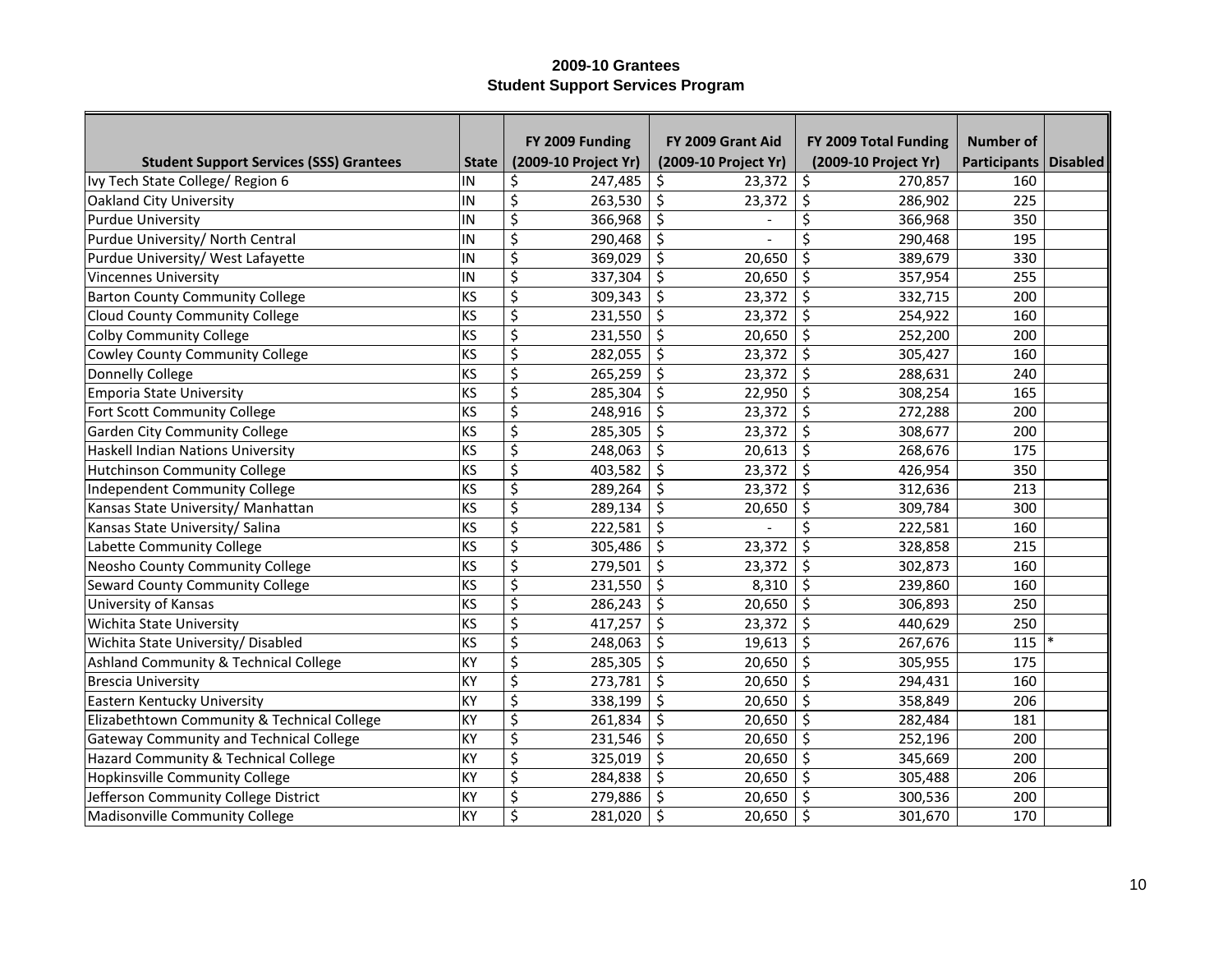# 2009-10 Grantees
## Student Support Services Program

| Student Support Services (SSS) Grantees | State | FY 2009 Funding (2009-10 Project Yr) | FY 2009 Grant Aid (2009-10 Project Yr) | FY 2009 Total Funding (2009-10 Project Yr) | Number of Participants | Disabled |
|---|---|---|---|---|---|---|
| Ivy Tech State College/ Region 6 | IN | $ 247,485 | $ 23,372 | $ 270,857 | 160 | |
| Oakland City University | IN | $ 263,530 | $ 23,372 | $ 286,902 | 225 | |
| Purdue University | IN | $ 366,968 | $ - | $ 366,968 | 350 | |
| Purdue University/ North Central | IN | $ 290,468 | $ - | $ 290,468 | 195 | |
| Purdue University/ West Lafayette | IN | $ 369,029 | $ 20,650 | $ 389,679 | 330 | |
| Vincennes University | IN | $ 337,304 | $ 20,650 | $ 357,954 | 255 | |
| Barton County Community College | KS | $ 309,343 | $ 23,372 | $ 332,715 | 200 | |
| Cloud County Community College | KS | $ 231,550 | $ 23,372 | $ 254,922 | 160 | |
| Colby Community College | KS | $ 231,550 | $ 20,650 | $ 252,200 | 200 | |
| Cowley County Community College | KS | $ 282,055 | $ 23,372 | $ 305,427 | 160 | |
| Donnelly College | KS | $ 265,259 | $ 23,372 | $ 288,631 | 240 | |
| Emporia State University | KS | $ 285,304 | $ 22,950 | $ 308,254 | 165 | |
| Fort Scott Community College | KS | $ 248,916 | $ 23,372 | $ 272,288 | 200 | |
| Garden City Community College | KS | $ 285,305 | $ 23,372 | $ 308,677 | 200 | |
| Haskell Indian Nations University | KS | $ 248,063 | $ 20,613 | $ 268,676 | 175 | |
| Hutchinson Community College | KS | $ 403,582 | $ 23,372 | $ 426,954 | 350 | |
| Independent Community College | KS | $ 289,264 | $ 23,372 | $ 312,636 | 213 | |
| Kansas State University/ Manhattan | KS | $ 289,134 | $ 20,650 | $ 309,784 | 300 | |
| Kansas State University/ Salina | KS | $ 222,581 | $ - | $ 222,581 | 160 | |
| Labette Community College | KS | $ 305,486 | $ 23,372 | $ 328,858 | 215 | |
| Neosho County Community College | KS | $ 279,501 | $ 23,372 | $ 302,873 | 160 | |
| Seward County Community College | KS | $ 231,550 | $ 8,310 | $ 239,860 | 160 | |
| University of Kansas | KS | $ 286,243 | $ 20,650 | $ 306,893 | 250 | |
| Wichita State University | KS | $ 417,257 | $ 23,372 | $ 440,629 | 250 | |
| Wichita State University/ Disabled | KS | $ 248,063 | $ 19,613 | $ 267,676 | 115 | * |
| Ashland Community & Technical College | KY | $ 285,305 | $ 20,650 | $ 305,955 | 175 | |
| Brescia University | KY | $ 273,781 | $ 20,650 | $ 294,431 | 160 | |
| Eastern Kentucky University | KY | $ 338,199 | $ 20,650 | $ 358,849 | 206 | |
| Elizabethtown Community & Technical College | KY | $ 261,834 | $ 20,650 | $ 282,484 | 181 | |
| Gateway Community and Technical College | KY | $ 231,546 | $ 20,650 | $ 252,196 | 200 | |
| Hazard Community & Technical College | KY | $ 325,019 | $ 20,650 | $ 345,669 | 200 | |
| Hopkinsville Community College | KY | $ 284,838 | $ 20,650 | $ 305,488 | 206 | |
| Jefferson Community College District | KY | $ 279,886 | $ 20,650 | $ 300,536 | 200 | |
| Madisonville Community College | KY | $ 281,020 | $ 20,650 | $ 301,670 | 170 | |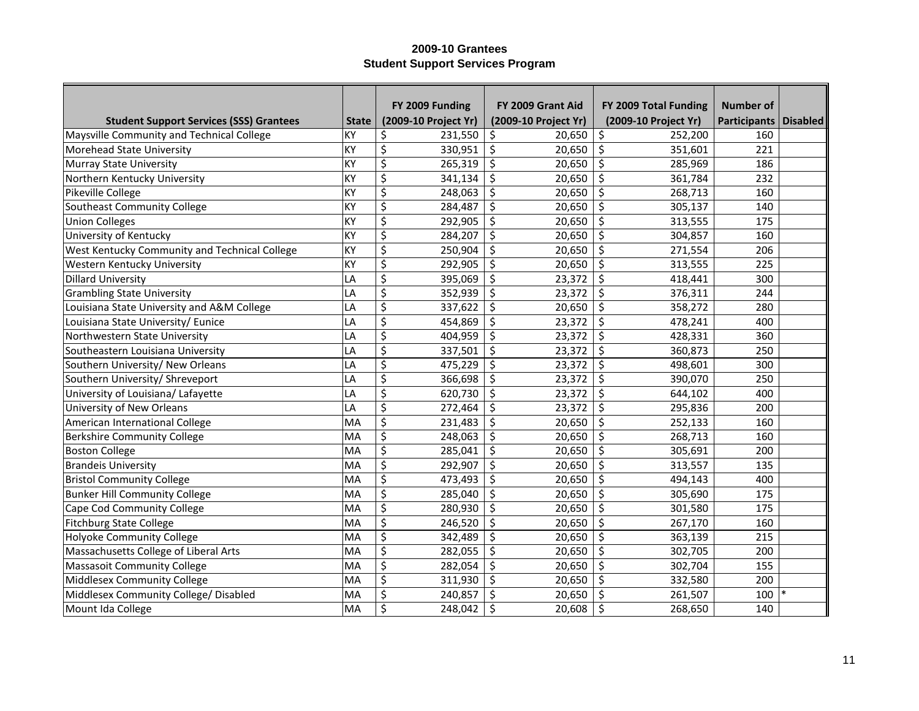**2009-10 Grantees**
**Student Support Services Program**

| Student Support Services (SSS) Grantees | State | FY 2009 Funding (2009-10 Project Yr) | FY 2009 Grant Aid (2009-10 Project Yr) | FY 2009 Total Funding (2009-10 Project Yr) | Number of Participants | Disabled |
|---|---|---|---|---|---|---|
| Maysville Community and Technical College | KY | $ 231,550 | $ 20,650 | $ 252,200 | 160 | |
| Morehead State University | KY | $ 330,951 | $ 20,650 | $ 351,601 | 221 | |
| Murray State University | KY | $ 265,319 | $ 20,650 | $ 285,969 | 186 | |
| Northern Kentucky University | KY | $ 341,134 | $ 20,650 | $ 361,784 | 232 | |
| Pikeville College | KY | $ 248,063 | $ 20,650 | $ 268,713 | 160 | |
| Southeast Community College | KY | $ 284,487 | $ 20,650 | $ 305,137 | 140 | |
| Union Colleges | KY | $ 292,905 | $ 20,650 | $ 313,555 | 175 | |
| University of Kentucky | KY | $ 284,207 | $ 20,650 | $ 304,857 | 160 | |
| West Kentucky Community and Technical College | KY | $ 250,904 | $ 20,650 | $ 271,554 | 206 | |
| Western Kentucky University | KY | $ 292,905 | $ 20,650 | $ 313,555 | 225 | |
| Dillard University | LA | $ 395,069 | $ 23,372 | $ 418,441 | 300 | |
| Grambling State University | LA | $ 352,939 | $ 23,372 | $ 376,311 | 244 | |
| Louisiana State University and A&M College | LA | $ 337,622 | $ 20,650 | $ 358,272 | 280 | |
| Louisiana State University/ Eunice | LA | $ 454,869 | $ 23,372 | $ 478,241 | 400 | |
| Northwestern State University | LA | $ 404,959 | $ 23,372 | $ 428,331 | 360 | |
| Southeastern Louisiana University | LA | $ 337,501 | $ 23,372 | $ 360,873 | 250 | |
| Southern University/ New Orleans | LA | $ 475,229 | $ 23,372 | $ 498,601 | 300 | |
| Southern University/ Shreveport | LA | $ 366,698 | $ 23,372 | $ 390,070 | 250 | |
| University of Louisiana/ Lafayette | LA | $ 620,730 | $ 23,372 | $ 644,102 | 400 | |
| University of New Orleans | LA | $ 272,464 | $ 23,372 | $ 295,836 | 200 | |
| American International College | MA | $ 231,483 | $ 20,650 | $ 252,133 | 160 | |
| Berkshire Community College | MA | $ 248,063 | $ 20,650 | $ 268,713 | 160 | |
| Boston College | MA | $ 285,041 | $ 20,650 | $ 305,691 | 200 | |
| Brandeis University | MA | $ 292,907 | $ 20,650 | $ 313,557 | 135 | |
| Bristol Community College | MA | $ 473,493 | $ 20,650 | $ 494,143 | 400 | |
| Bunker Hill Community College | MA | $ 285,040 | $ 20,650 | $ 305,690 | 175 | |
| Cape Cod Community College | MA | $ 280,930 | $ 20,650 | $ 301,580 | 175 | |
| Fitchburg State College | MA | $ 246,520 | $ 20,650 | $ 267,170 | 160 | |
| Holyoke Community College | MA | $ 342,489 | $ 20,650 | $ 363,139 | 215 | |
| Massachusetts College of Liberal Arts | MA | $ 282,055 | $ 20,650 | $ 302,705 | 200 | |
| Massasoit Community College | MA | $ 282,054 | $ 20,650 | $ 302,704 | 155 | |
| Middlesex Community College | MA | $ 311,930 | $ 20,650 | $ 332,580 | 200 | |
| Middlesex Community College/ Disabled | MA | $ 240,857 | $ 20,650 | $ 261,507 | 100 | * |
| Mount Ida College | MA | $ 248,042 | $ 20,608 | $ 268,650 | 140 | |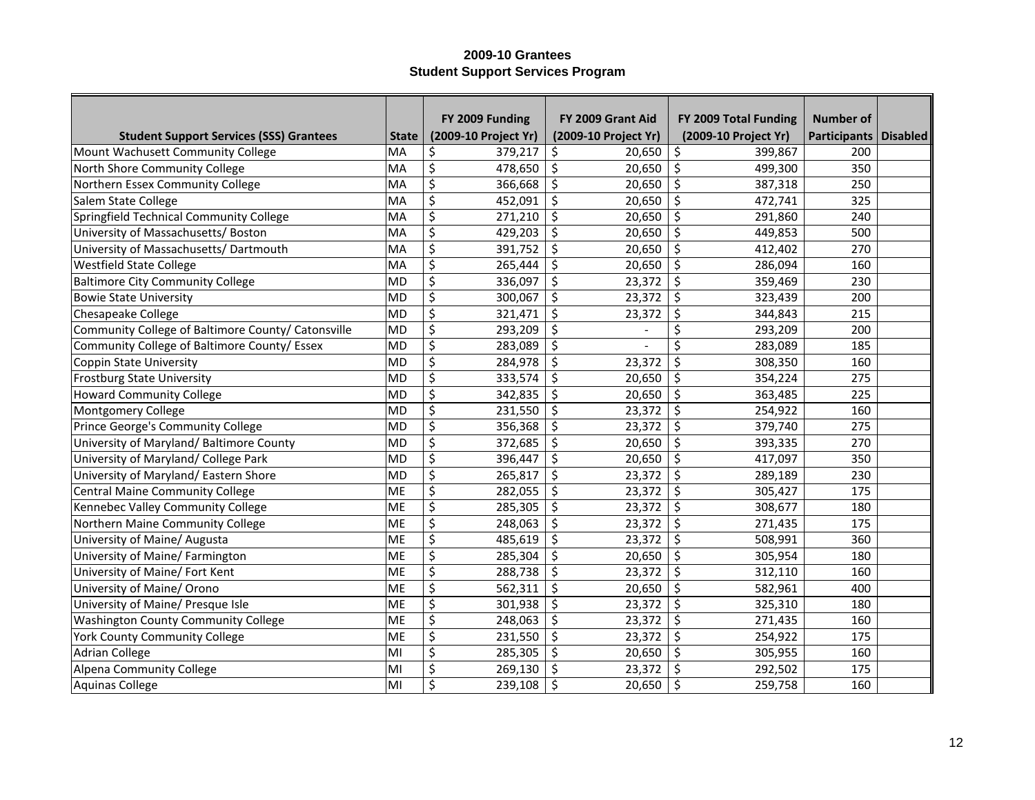**2009-10 Grantees**
**Student Support Services Program**

| Student Support Services (SSS) Grantees | State | FY 2009 Funding (2009-10 Project Yr) | FY 2009 Grant Aid (2009-10 Project Yr) | FY 2009 Total Funding (2009-10 Project Yr) | Number of Participants | Disabled |
|---|---|---|---|---|---|---|
| Mount Wachusett Community College | MA | $ 379,217 | $ 20,650 | $ 399,867 | 200 | |
| North Shore Community College | MA | $ 478,650 | $ 20,650 | $ 499,300 | 350 | |
| Northern Essex Community College | MA | $ 366,668 | $ 20,650 | $ 387,318 | 250 | |
| Salem State College | MA | $ 452,091 | $ 20,650 | $ 472,741 | 325 | |
| Springfield Technical Community College | MA | $ 271,210 | $ 20,650 | $ 291,860 | 240 | |
| University of Massachusetts/ Boston | MA | $ 429,203 | $ 20,650 | $ 449,853 | 500 | |
| University of Massachusetts/ Dartmouth | MA | $ 391,752 | $ 20,650 | $ 412,402 | 270 | |
| Westfield State College | MA | $ 265,444 | $ 20,650 | $ 286,094 | 160 | |
| Baltimore City Community College | MD | $ 336,097 | $ 23,372 | $ 359,469 | 230 | |
| Bowie State University | MD | $ 300,067 | $ 23,372 | $ 323,439 | 200 | |
| Chesapeake College | MD | $ 321,471 | $ 23,372 | $ 344,843 | 215 | |
| Community College of Baltimore County/ Catonsville | MD | $ 293,209 | $ - | $ 293,209 | 200 | |
| Community College of Baltimore County/ Essex | MD | $ 283,089 | $ - | $ 283,089 | 185 | |
| Coppin State University | MD | $ 284,978 | $ 23,372 | $ 308,350 | 160 | |
| Frostburg State University | MD | $ 333,574 | $ 20,650 | $ 354,224 | 275 | |
| Howard Community College | MD | $ 342,835 | $ 20,650 | $ 363,485 | 225 | |
| Montgomery College | MD | $ 231,550 | $ 23,372 | $ 254,922 | 160 | |
| Prince George's Community College | MD | $ 356,368 | $ 23,372 | $ 379,740 | 275 | |
| University of Maryland/ Baltimore County | MD | $ 372,685 | $ 20,650 | $ 393,335 | 270 | |
| University of Maryland/ College Park | MD | $ 396,447 | $ 20,650 | $ 417,097 | 350 | |
| University of Maryland/ Eastern Shore | MD | $ 265,817 | $ 23,372 | $ 289,189 | 230 | |
| Central Maine Community College | ME | $ 282,055 | $ 23,372 | $ 305,427 | 175 | |
| Kennebec Valley Community College | ME | $ 285,305 | $ 23,372 | $ 308,677 | 180 | |
| Northern Maine Community College | ME | $ 248,063 | $ 23,372 | $ 271,435 | 175 | |
| University of Maine/ Augusta | ME | $ 485,619 | $ 23,372 | $ 508,991 | 360 | |
| University of Maine/ Farmington | ME | $ 285,304 | $ 20,650 | $ 305,954 | 180 | |
| University of Maine/ Fort Kent | ME | $ 288,738 | $ 23,372 | $ 312,110 | 160 | |
| University of Maine/ Orono | ME | $ 562,311 | $ 20,650 | $ 582,961 | 400 | |
| University of Maine/ Presque Isle | ME | $ 301,938 | $ 23,372 | $ 325,310 | 180 | |
| Washington County Community College | ME | $ 248,063 | $ 23,372 | $ 271,435 | 160 | |
| York County Community College | ME | $ 231,550 | $ 23,372 | $ 254,922 | 175 | |
| Adrian College | MI | $ 285,305 | $ 20,650 | $ 305,955 | 160 | |
| Alpena Community College | MI | $ 269,130 | $ 23,372 | $ 292,502 | 175 | |
| Aquinas College | MI | $ 239,108 | $ 20,650 | $ 259,758 | 160 | |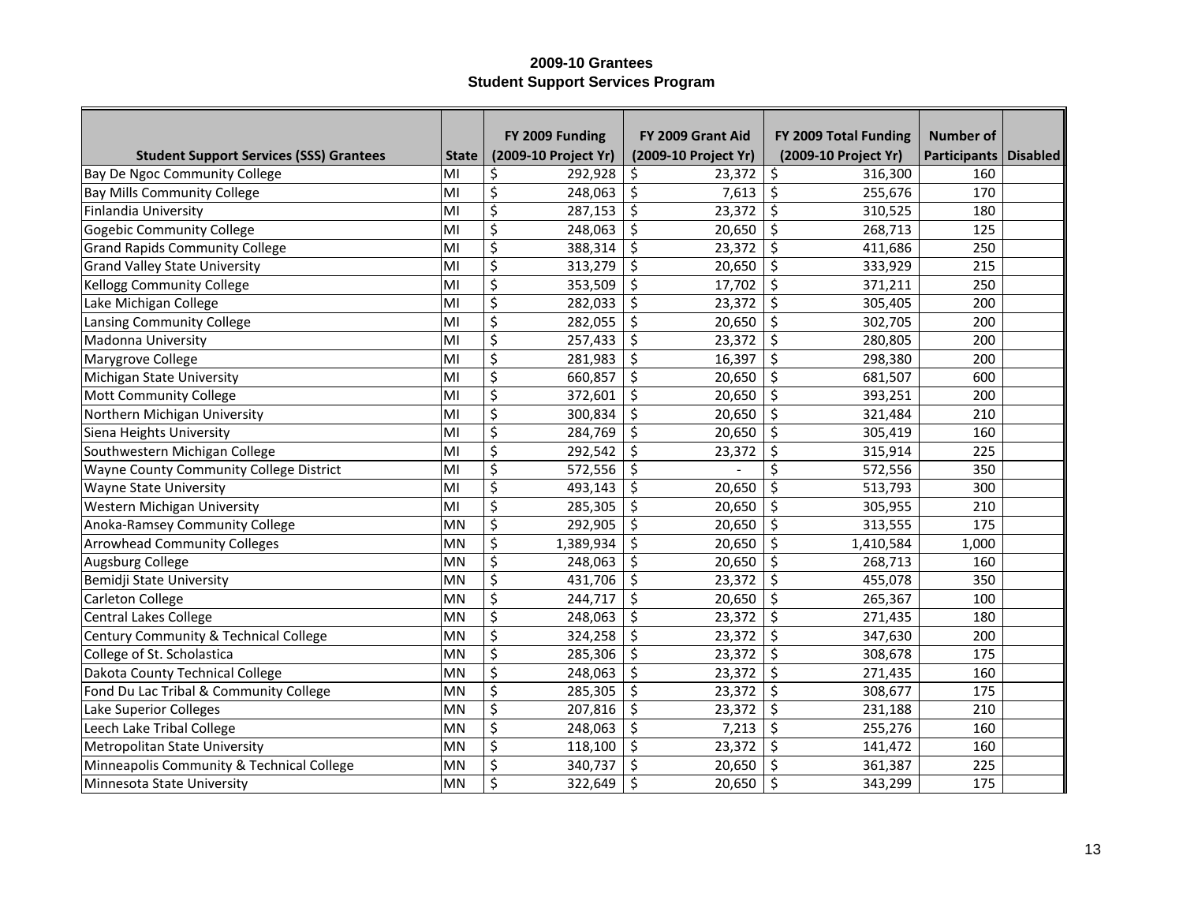**2009-10 Grantees**
**Student Support Services Program**

| Student Support Services (SSS) Grantees | State | FY 2009 Funding (2009-10 Project Yr) | FY 2009 Grant Aid (2009-10 Project Yr) | FY 2009 Total Funding (2009-10 Project Yr) | Number of Participants | Disabled |
|---|---|---|---|---|---|---|
| Bay De Ngoc Community College | MI | $ 292,928 | $ 23,372 | $ 316,300 | 160 | |
| Bay Mills Community College | MI | $ 248,063 | $ 7,613 | $ 255,676 | 170 | |
| Finlandia University | MI | $ 287,153 | $ 23,372 | $ 310,525 | 180 | |
| Gogebic Community College | MI | $ 248,063 | $ 20,650 | $ 268,713 | 125 | |
| Grand Rapids Community College | MI | $ 388,314 | $ 23,372 | $ 411,686 | 250 | |
| Grand Valley State University | MI | $ 313,279 | $ 20,650 | $ 333,929 | 215 | |
| Kellogg Community College | MI | $ 353,509 | $ 17,702 | $ 371,211 | 250 | |
| Lake Michigan College | MI | $ 282,033 | $ 23,372 | $ 305,405 | 200 | |
| Lansing Community College | MI | $ 282,055 | $ 20,650 | $ 302,705 | 200 | |
| Madonna University | MI | $ 257,433 | $ 23,372 | $ 280,805 | 200 | |
| Marygrove College | MI | $ 281,983 | $ 16,397 | $ 298,380 | 200 | |
| Michigan State University | MI | $ 660,857 | $ 20,650 | $ 681,507 | 600 | |
| Mott Community College | MI | $ 372,601 | $ 20,650 | $ 393,251 | 200 | |
| Northern Michigan University | MI | $ 300,834 | $ 20,650 | $ 321,484 | 210 | |
| Siena Heights University | MI | $ 284,769 | $ 20,650 | $ 305,419 | 160 | |
| Southwestern Michigan College | MI | $ 292,542 | $ 23,372 | $ 315,914 | 225 | |
| Wayne County Community College District | MI | $ 572,556 | $ - | $ 572,556 | 350 | |
| Wayne State University | MI | $ 493,143 | $ 20,650 | $ 513,793 | 300 | |
| Western Michigan University | MI | $ 285,305 | $ 20,650 | $ 305,955 | 210 | |
| Anoka-Ramsey Community College | MN | $ 292,905 | $ 20,650 | $ 313,555 | 175 | |
| Arrowhead Community Colleges | MN | $ 1,389,934 | $ 20,650 | $ 1,410,584 | 1,000 | |
| Augsburg College | MN | $ 248,063 | $ 20,650 | $ 268,713 | 160 | |
| Bemidji State University | MN | $ 431,706 | $ 23,372 | $ 455,078 | 350 | |
| Carleton College | MN | $ 244,717 | $ 20,650 | $ 265,367 | 100 | |
| Central Lakes College | MN | $ 248,063 | $ 23,372 | $ 271,435 | 180 | |
| Century Community & Technical College | MN | $ 324,258 | $ 23,372 | $ 347,630 | 200 | |
| College of St. Scholastica | MN | $ 285,306 | $ 23,372 | $ 308,678 | 175 | |
| Dakota County Technical College | MN | $ 248,063 | $ 23,372 | $ 271,435 | 160 | |
| Fond Du Lac Tribal & Community College | MN | $ 285,305 | $ 23,372 | $ 308,677 | 175 | |
| Lake Superior Colleges | MN | $ 207,816 | $ 23,372 | $ 231,188 | 210 | |
| Leech Lake Tribal College | MN | $ 248,063 | $ 7,213 | $ 255,276 | 160 | |
| Metropolitan State University | MN | $ 118,100 | $ 23,372 | $ 141,472 | 160 | |
| Minneapolis Community & Technical College | MN | $ 340,737 | $ 20,650 | $ 361,387 | 225 | |
| Minnesota State University | MN | $ 322,649 | $ 20,650 | $ 343,299 | 175 | |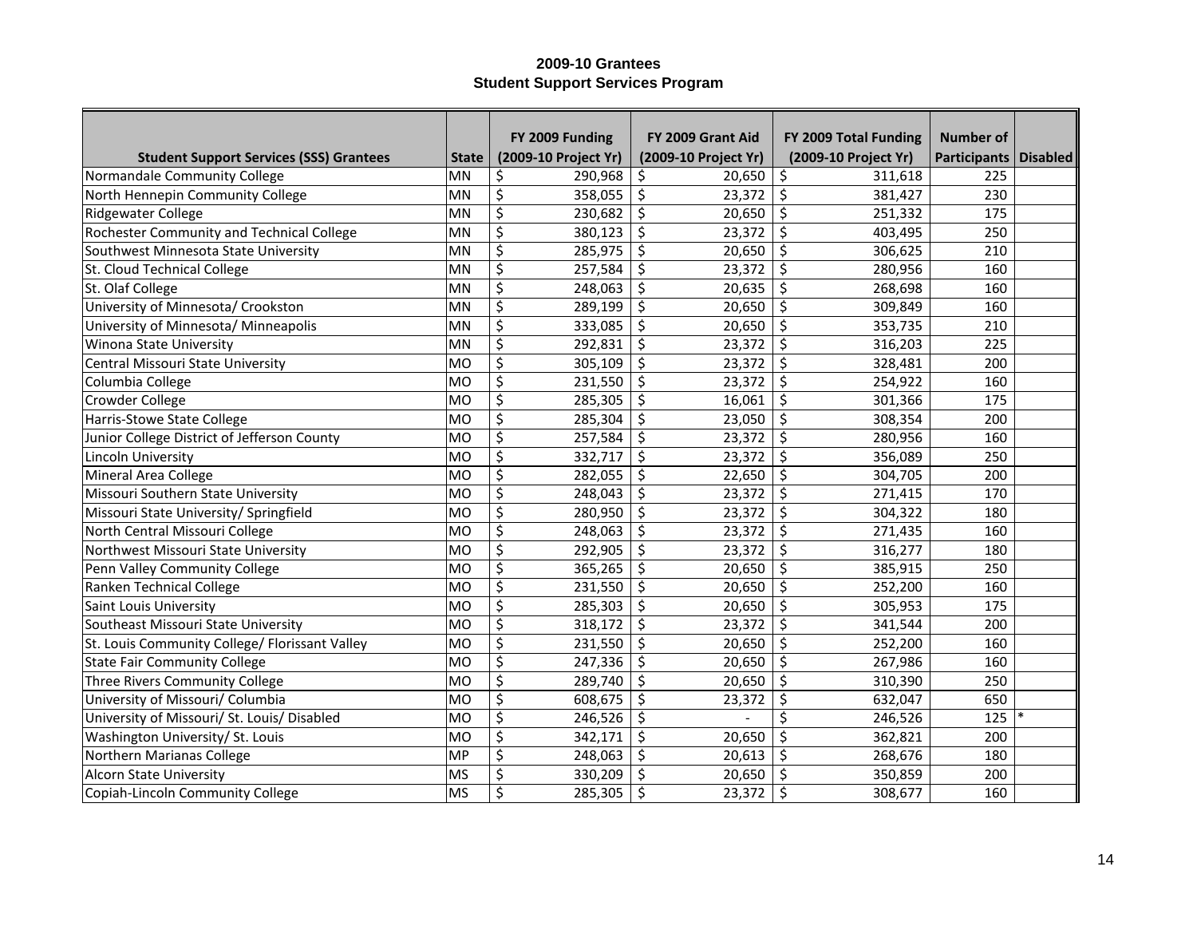# 2009-10 Grantees
## Student Support Services Program

| Student Support Services (SSS) Grantees | State | FY 2009 Funding (2009-10 Project Yr) | FY 2009 Grant Aid (2009-10 Project Yr) | FY 2009 Total Funding (2009-10 Project Yr) | Number of Participants | Disabled |
|---|---|---|---|---|---|---|
| Normandale Community College | MN | $ 290,968 | $ 20,650 | $ 311,618 | 225 | |
| North Hennepin Community College | MN | $ 358,055 | $ 23,372 | $ 381,427 | 230 | |
| Ridgewater College | MN | $ 230,682 | $ 20,650 | $ 251,332 | 175 | |
| Rochester Community and Technical College | MN | $ 380,123 | $ 23,372 | $ 403,495 | 250 | |
| Southwest Minnesota State University | MN | $ 285,975 | $ 20,650 | $ 306,625 | 210 | |
| St. Cloud Technical College | MN | $ 257,584 | $ 23,372 | $ 280,956 | 160 | |
| St. Olaf College | MN | $ 248,063 | $ 20,635 | $ 268,698 | 160 | |
| University of Minnesota/ Crookston | MN | $ 289,199 | $ 20,650 | $ 309,849 | 160 | |
| University of Minnesota/ Minneapolis | MN | $ 333,085 | $ 20,650 | $ 353,735 | 210 | |
| Winona State University | MN | $ 292,831 | $ 23,372 | $ 316,203 | 225 | |
| Central Missouri State University | MO | $ 305,109 | $ 23,372 | $ 328,481 | 200 | |
| Columbia College | MO | $ 231,550 | $ 23,372 | $ 254,922 | 160 | |
| Crowder College | MO | $ 285,305 | $ 16,061 | $ 301,366 | 175 | |
| Harris-Stowe State College | MO | $ 285,304 | $ 23,050 | $ 308,354 | 200 | |
| Junior College District of Jefferson County | MO | $ 257,584 | $ 23,372 | $ 280,956 | 160 | |
| Lincoln University | MO | $ 332,717 | $ 23,372 | $ 356,089 | 250 | |
| Mineral Area College | MO | $ 282,055 | $ 22,650 | $ 304,705 | 200 | |
| Missouri Southern State University | MO | $ 248,043 | $ 23,372 | $ 271,415 | 170 | |
| Missouri State University/ Springfield | MO | $ 280,950 | $ 23,372 | $ 304,322 | 180 | |
| North Central Missouri College | MO | $ 248,063 | $ 23,372 | $ 271,435 | 160 | |
| Northwest Missouri State University | MO | $ 292,905 | $ 23,372 | $ 316,277 | 180 | |
| Penn Valley Community College | MO | $ 365,265 | $ 20,650 | $ 385,915 | 250 | |
| Ranken Technical College | MO | $ 231,550 | $ 20,650 | $ 252,200 | 160 | |
| Saint Louis University | MO | $ 285,303 | $ 20,650 | $ 305,953 | 175 | |
| Southeast Missouri State University | MO | $ 318,172 | $ 23,372 | $ 341,544 | 200 | |
| St. Louis Community College/ Florissant Valley | MO | $ 231,550 | $ 20,650 | $ 252,200 | 160 | |
| State Fair Community College | MO | $ 247,336 | $ 20,650 | $ 267,986 | 160 | |
| Three Rivers Community College | MO | $ 289,740 | $ 20,650 | $ 310,390 | 250 | |
| University of Missouri/ Columbia | MO | $ 608,675 | $ 23,372 | $ 632,047 | 650 | |
| University of Missouri/ St. Louis/ Disabled | MO | $ 246,526 | $ - | $ 246,526 | 125 | * |
| Washington University/ St. Louis | MO | $ 342,171 | $ 20,650 | $ 362,821 | 200 | |
| Northern Marianas College | MP | $ 248,063 | $ 20,613 | $ 268,676 | 180 | |
| Alcorn State University | MS | $ 330,209 | $ 20,650 | $ 350,859 | 200 | |
| Copiah-Lincoln Community College | MS | $ 285,305 | $ 23,372 | $ 308,677 | 160 | |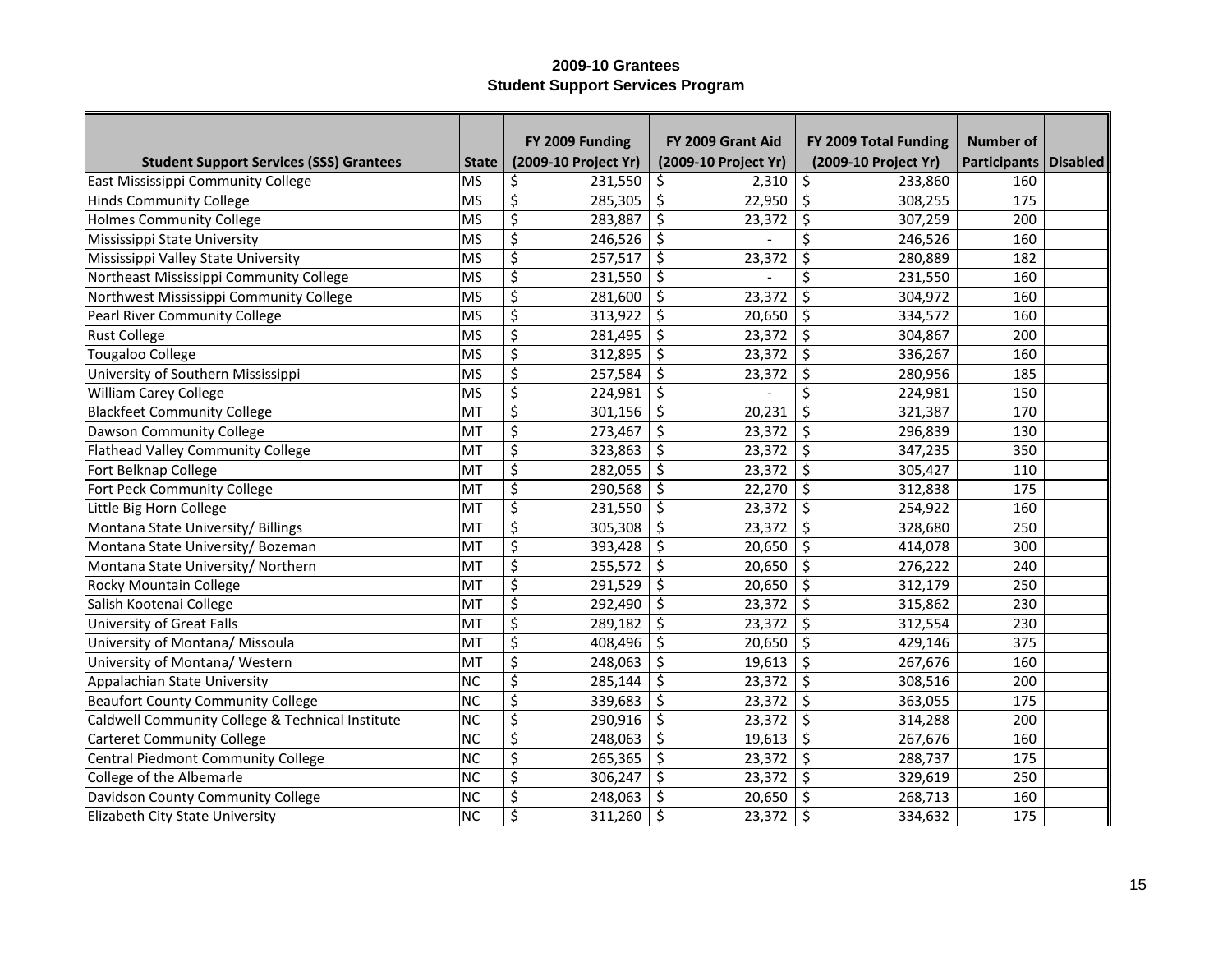**2009-10 Grantees**
**Student Support Services Program**

| Student Support Services (SSS) Grantees | State | FY 2009 Funding (2009-10 Project Yr) | FY 2009 Grant Aid (2009-10 Project Yr) | FY 2009 Total Funding (2009-10 Project Yr) | Number of Participants | Disabled |
|---|---|---|---|---|---|---|
| East Mississippi Community College | MS | $ 231,550 | $ 2,310 | $ 233,860 | 160 | |
| Hinds Community College | MS | $ 285,305 | $ 22,950 | $ 308,255 | 175 | |
| Holmes Community College | MS | $ 283,887 | $ 23,372 | $ 307,259 | 200 | |
| Mississippi State University | MS | $ 246,526 | $ - | $ 246,526 | 160 | |
| Mississippi Valley State University | MS | $ 257,517 | $ 23,372 | $ 280,889 | 182 | |
| Northeast Mississippi Community College | MS | $ 231,550 | $ - | $ 231,550 | 160 | |
| Northwest Mississippi Community College | MS | $ 281,600 | $ 23,372 | $ 304,972 | 160 | |
| Pearl River Community College | MS | $ 313,922 | $ 20,650 | $ 334,572 | 160 | |
| Rust College | MS | $ 281,495 | $ 23,372 | $ 304,867 | 200 | |
| Tougaloo College | MS | $ 312,895 | $ 23,372 | $ 336,267 | 160 | |
| University of Southern Mississippi | MS | $ 257,584 | $ 23,372 | $ 280,956 | 185 | |
| William Carey College | MS | $ 224,981 | $ - | $ 224,981 | 150 | |
| Blackfeet Community College | MT | $ 301,156 | $ 20,231 | $ 321,387 | 170 | |
| Dawson Community College | MT | $ 273,467 | $ 23,372 | $ 296,839 | 130 | |
| Flathead Valley Community College | MT | $ 323,863 | $ 23,372 | $ 347,235 | 350 | |
| Fort Belknap College | MT | $ 282,055 | $ 23,372 | $ 305,427 | 110 | |
| Fort Peck Community College | MT | $ 290,568 | $ 22,270 | $ 312,838 | 175 | |
| Little Big Horn College | MT | $ 231,550 | $ 23,372 | $ 254,922 | 160 | |
| Montana State University/ Billings | MT | $ 305,308 | $ 23,372 | $ 328,680 | 250 | |
| Montana State University/ Bozeman | MT | $ 393,428 | $ 20,650 | $ 414,078 | 300 | |
| Montana State University/ Northern | MT | $ 255,572 | $ 20,650 | $ 276,222 | 240 | |
| Rocky Mountain College | MT | $ 291,529 | $ 20,650 | $ 312,179 | 250 | |
| Salish Kootenai College | MT | $ 292,490 | $ 23,372 | $ 315,862 | 230 | |
| University of Great Falls | MT | $ 289,182 | $ 23,372 | $ 312,554 | 230 | |
| University of Montana/ Missoula | MT | $ 408,496 | $ 20,650 | $ 429,146 | 375 | |
| University of Montana/ Western | MT | $ 248,063 | $ 19,613 | $ 267,676 | 160 | |
| Appalachian State University | NC | $ 285,144 | $ 23,372 | $ 308,516 | 200 | |
| Beaufort County Community College | NC | $ 339,683 | $ 23,372 | $ 363,055 | 175 | |
| Caldwell Community College & Technical Institute | NC | $ 290,916 | $ 23,372 | $ 314,288 | 200 | |
| Carteret Community College | NC | $ 248,063 | $ 19,613 | $ 267,676 | 160 | |
| Central Piedmont Community College | NC | $ 265,365 | $ 23,372 | $ 288,737 | 175 | |
| College of the Albemarle | NC | $ 306,247 | $ 23,372 | $ 329,619 | 250 | |
| Davidson County Community College | NC | $ 248,063 | $ 20,650 | $ 268,713 | 160 | |
| Elizabeth City State University | NC | $ 311,260 | $ 23,372 | $ 334,632 | 175 | |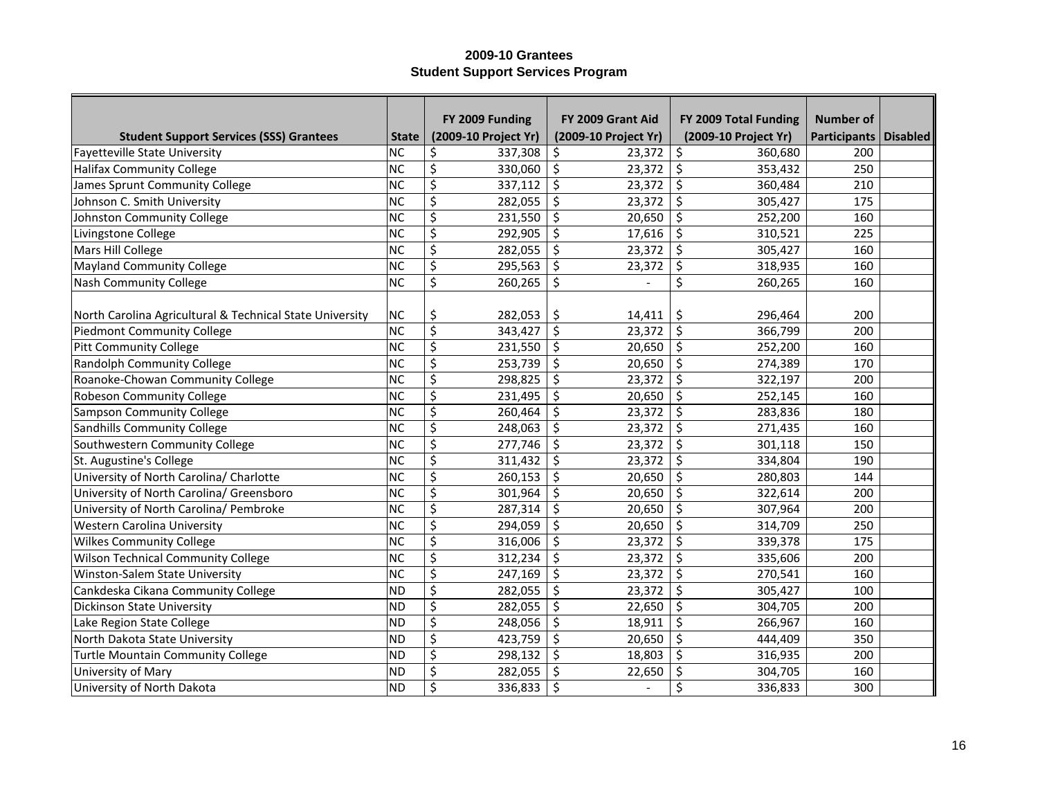# 2009-10 Grantees
## Student Support Services Program

| Student Support Services (SSS) Grantees | State | FY 2009 Funding (2009-10 Project Yr) | FY 2009 Grant Aid (2009-10 Project Yr) | FY 2009 Total Funding (2009-10 Project Yr) | Number of Participants | Disabled |
|---|---|---|---|---|---|---|
| Fayetteville State University | NC | $ 337,308 | $ 23,372 | $ 360,680 | 200 | |
| Halifax Community College | NC | $ 330,060 | $ 23,372 | $ 353,432 | 250 | |
| James Sprunt Community College | NC | $ 337,112 | $ 23,372 | $ 360,484 | 210 | |
| Johnson C. Smith University | NC | $ 282,055 | $ 23,372 | $ 305,427 | 175 | |
| Johnston Community College | NC | $ 231,550 | $ 20,650 | $ 252,200 | 160 | |
| Livingstone College | NC | $ 292,905 | $ 17,616 | $ 310,521 | 225 | |
| Mars Hill College | NC | $ 282,055 | $ 23,372 | $ 305,427 | 160 | |
| Mayland Community College | NC | $ 295,563 | $ 23,372 | $ 318,935 | 160 | |
| Nash Community College | NC | $ 260,265 | $ - | $ 260,265 | 160 | |
| North Carolina Agricultural & Technical State University | NC | $ 282,053 | $ 14,411 | $ 296,464 | 200 | |
| Piedmont Community College | NC | $ 343,427 | $ 23,372 | $ 366,799 | 200 | |
| Pitt Community College | NC | $ 231,550 | $ 20,650 | $ 252,200 | 160 | |
| Randolph Community College | NC | $ 253,739 | $ 20,650 | $ 274,389 | 170 | |
| Roanoke-Chowan Community College | NC | $ 298,825 | $ 23,372 | $ 322,197 | 200 | |
| Robeson Community College | NC | $ 231,495 | $ 20,650 | $ 252,145 | 160 | |
| Sampson Community College | NC | $ 260,464 | $ 23,372 | $ 283,836 | 180 | |
| Sandhills Community College | NC | $ 248,063 | $ 23,372 | $ 271,435 | 160 | |
| Southwestern Community College | NC | $ 277,746 | $ 23,372 | $ 301,118 | 150 | |
| St. Augustine's College | NC | $ 311,432 | $ 23,372 | $ 334,804 | 190 | |
| University of North Carolina/ Charlotte | NC | $ 260,153 | $ 20,650 | $ 280,803 | 144 | |
| University of North Carolina/ Greensboro | NC | $ 301,964 | $ 20,650 | $ 322,614 | 200 | |
| University of North Carolina/ Pembroke | NC | $ 287,314 | $ 20,650 | $ 307,964 | 200 | |
| Western Carolina University | NC | $ 294,059 | $ 20,650 | $ 314,709 | 250 | |
| Wilkes Community College | NC | $ 316,006 | $ 23,372 | $ 339,378 | 175 | |
| Wilson Technical Community College | NC | $ 312,234 | $ 23,372 | $ 335,606 | 200 | |
| Winston-Salem State University | NC | $ 247,169 | $ 23,372 | $ 270,541 | 160 | |
| Cankdeska Cikana Community College | ND | $ 282,055 | $ 23,372 | $ 305,427 | 100 | |
| Dickinson State University | ND | $ 282,055 | $ 22,650 | $ 304,705 | 200 | |
| Lake Region State College | ND | $ 248,056 | $ 18,911 | $ 266,967 | 160 | |
| North Dakota State University | ND | $ 423,759 | $ 20,650 | $ 444,409 | 350 | |
| Turtle Mountain Community College | ND | $ 298,132 | $ 18,803 | $ 316,935 | 200 | |
| University of Mary | ND | $ 282,055 | $ 22,650 | $ 304,705 | 160 | |
| University of North Dakota | ND | $ 336,833 | $ - | $ 336,833 | 300 | |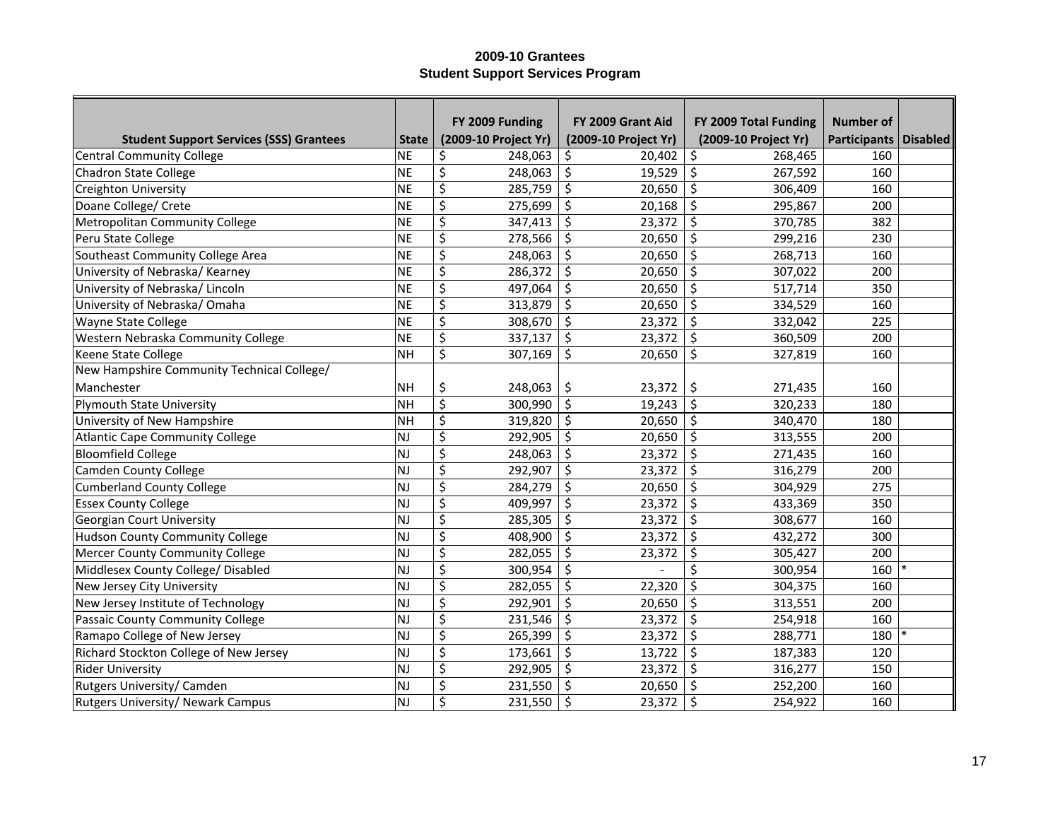# 2009-10 Grantees
## Student Support Services Program

| Student Support Services (SSS) Grantees | State | FY 2009 Funding (2009-10 Project Yr) | FY 2009 Grant Aid (2009-10 Project Yr) | FY 2009 Total Funding (2009-10 Project Yr) | Number of Participants | Disabled |
|---|---|---|---|---|---|---|
| Central Community College | NE | $ 248,063 | $ 20,402 | $ 268,465 | 160 | |
| Chadron State College | NE | $ 248,063 | $ 19,529 | $ 267,592 | 160 | |
| Creighton University | NE | $ 285,759 | $ 20,650 | $ 306,409 | 160 | |
| Doane College/ Crete | NE | $ 275,699 | $ 20,168 | $ 295,867 | 200 | |
| Metropolitan Community College | NE | $ 347,413 | $ 23,372 | $ 370,785 | 382 | |
| Peru State College | NE | $ 278,566 | $ 20,650 | $ 299,216 | 230 | |
| Southeast Community College Area | NE | $ 248,063 | $ 20,650 | $ 268,713 | 160 | |
| University of Nebraska/ Kearney | NE | $ 286,372 | $ 20,650 | $ 307,022 | 200 | |
| University of Nebraska/ Lincoln | NE | $ 497,064 | $ 20,650 | $ 517,714 | 350 | |
| University of Nebraska/ Omaha | NE | $ 313,879 | $ 20,650 | $ 334,529 | 160 | |
| Wayne State College | NE | $ 308,670 | $ 23,372 | $ 332,042 | 225 | |
| Western Nebraska Community College | NE | $ 337,137 | $ 23,372 | $ 360,509 | 200 | |
| Keene State College | NH | $ 307,169 | $ 20,650 | $ 327,819 | 160 | |
| New Hampshire Community Technical College/ Manchester | NH | $ 248,063 | $ 23,372 | $ 271,435 | 160 | |
| Plymouth State University | NH | $ 300,990 | $ 19,243 | $ 320,233 | 180 | |
| University of New Hampshire | NH | $ 319,820 | $ 20,650 | $ 340,470 | 180 | |
| Atlantic Cape Community College | NJ | $ 292,905 | $ 20,650 | $ 313,555 | 200 | |
| Bloomfield College | NJ | $ 248,063 | $ 23,372 | $ 271,435 | 160 | |
| Camden County College | NJ | $ 292,907 | $ 23,372 | $ 316,279 | 200 | |
| Cumberland County College | NJ | $ 284,279 | $ 20,650 | $ 304,929 | 275 | |
| Essex County College | NJ | $ 409,997 | $ 23,372 | $ 433,369 | 350 | |
| Georgian Court University | NJ | $ 285,305 | $ 23,372 | $ 308,677 | 160 | |
| Hudson County Community College | NJ | $ 408,900 | $ 23,372 | $ 432,272 | 300 | |
| Mercer County Community College | NJ | $ 282,055 | $ 23,372 | $ 305,427 | 200 | |
| Middlesex County College/ Disabled | NJ | $ 300,954 | $ - | $ 300,954 | 160 | * |
| New Jersey City University | NJ | $ 282,055 | $ 22,320 | $ 304,375 | 160 | |
| New Jersey Institute of Technology | NJ | $ 292,901 | $ 20,650 | $ 313,551 | 200 | |
| Passaic County Community College | NJ | $ 231,546 | $ 23,372 | $ 254,918 | 160 | |
| Ramapo College of New Jersey | NJ | $ 265,399 | $ 23,372 | $ 288,771 | 180 | * |
| Richard Stockton College of New Jersey | NJ | $ 173,661 | $ 13,722 | $ 187,383 | 120 | |
| Rider University | NJ | $ 292,905 | $ 23,372 | $ 316,277 | 150 | |
| Rutgers University/ Camden | NJ | $ 231,550 | $ 20,650 | $ 252,200 | 160 | |
| Rutgers University/ Newark Campus | NJ | $ 231,550 | $ 23,372 | $ 254,922 | 160 | |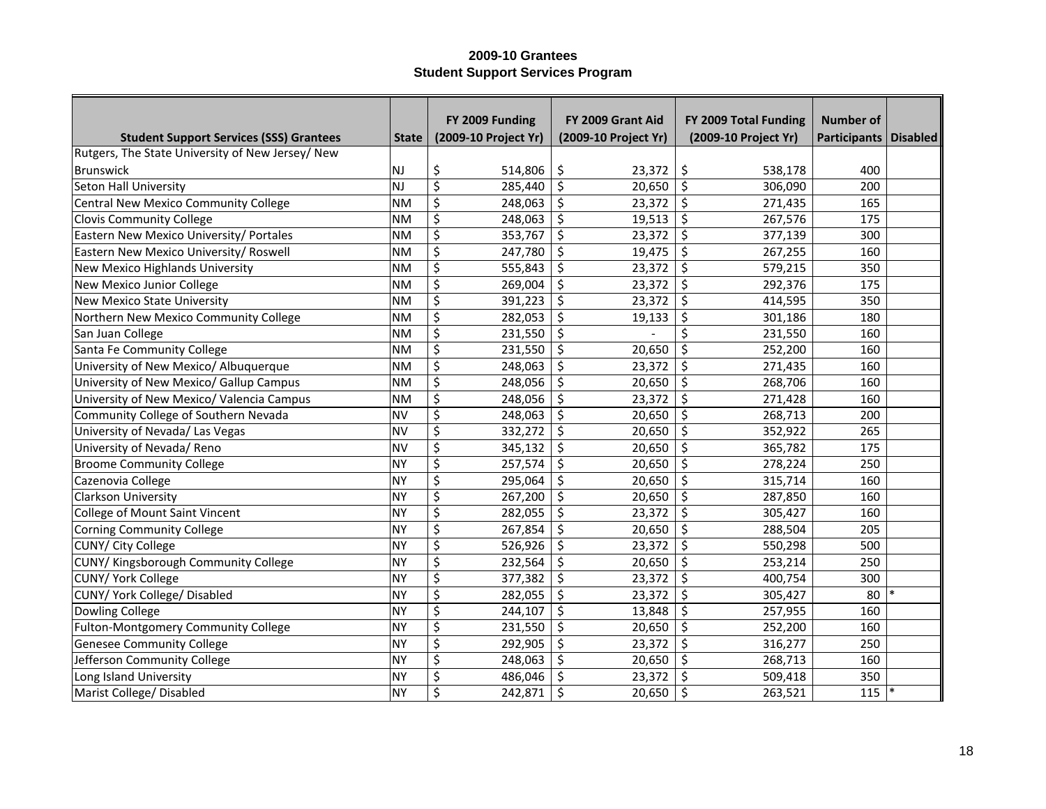**2009-10 Grantees**
**Student Support Services Program**

| Student Support Services (SSS) Grantees | State | FY 2009 Funding (2009-10 Project Yr) | FY 2009 Grant Aid (2009-10 Project Yr) | FY 2009 Total Funding (2009-10 Project Yr) | Number of Participants | Disabled |
|---|---|---|---|---|---|---|
| Rutgers, The State University of New Jersey/ New Brunswick | NJ | $ 514,806 | $ 23,372 | $ 538,178 | 400 | |
| Seton Hall University | NJ | $ 285,440 | $ 20,650 | $ 306,090 | 200 | |
| Central New Mexico Community College | NM | $ 248,063 | $ 23,372 | $ 271,435 | 165 | |
| Clovis Community College | NM | $ 248,063 | $ 19,513 | $ 267,576 | 175 | |
| Eastern New Mexico University/ Portales | NM | $ 353,767 | $ 23,372 | $ 377,139 | 300 | |
| Eastern New Mexico University/ Roswell | NM | $ 247,780 | $ 19,475 | $ 267,255 | 160 | |
| New Mexico Highlands University | NM | $ 555,843 | $ 23,372 | $ 579,215 | 350 | |
| New Mexico Junior College | NM | $ 269,004 | $ 23,372 | $ 292,376 | 175 | |
| New Mexico State University | NM | $ 391,223 | $ 23,372 | $ 414,595 | 350 | |
| Northern New Mexico Community College | NM | $ 282,053 | $ 19,133 | $ 301,186 | 180 | |
| San Juan College | NM | $ 231,550 | $ - | $ 231,550 | 160 | |
| Santa Fe Community College | NM | $ 231,550 | $ 20,650 | $ 252,200 | 160 | |
| University of New Mexico/ Albuquerque | NM | $ 248,063 | $ 23,372 | $ 271,435 | 160 | |
| University of New Mexico/ Gallup Campus | NM | $ 248,056 | $ 20,650 | $ 268,706 | 160 | |
| University of New Mexico/ Valencia Campus | NM | $ 248,056 | $ 23,372 | $ 271,428 | 160 | |
| Community College of Southern Nevada | NV | $ 248,063 | $ 20,650 | $ 268,713 | 200 | |
| University of Nevada/ Las Vegas | NV | $ 332,272 | $ 20,650 | $ 352,922 | 265 | |
| University of Nevada/ Reno | NV | $ 345,132 | $ 20,650 | $ 365,782 | 175 | |
| Broome Community College | NY | $ 257,574 | $ 20,650 | $ 278,224 | 250 | |
| Cazenovia College | NY | $ 295,064 | $ 20,650 | $ 315,714 | 160 | |
| Clarkson University | NY | $ 267,200 | $ 20,650 | $ 287,850 | 160 | |
| College of Mount Saint Vincent | NY | $ 282,055 | $ 23,372 | $ 305,427 | 160 | |
| Corning Community College | NY | $ 267,854 | $ 20,650 | $ 288,504 | 205 | |
| CUNY/ City College | NY | $ 526,926 | $ 23,372 | $ 550,298 | 500 | |
| CUNY/ Kingsborough Community College | NY | $ 232,564 | $ 20,650 | $ 253,214 | 250 | |
| CUNY/ York College | NY | $ 377,382 | $ 23,372 | $ 400,754 | 300 | |
| CUNY/ York College/ Disabled | NY | $ 282,055 | $ 23,372 | $ 305,427 | 80 | * |
| Dowling College | NY | $ 244,107 | $ 13,848 | $ 257,955 | 160 | |
| Fulton-Montgomery Community College | NY | $ 231,550 | $ 20,650 | $ 252,200 | 160 | |
| Genesee Community College | NY | $ 292,905 | $ 23,372 | $ 316,277 | 250 | |
| Jefferson Community College | NY | $ 248,063 | $ 20,650 | $ 268,713 | 160 | |
| Long Island University | NY | $ 486,046 | $ 23,372 | $ 509,418 | 350 | |
| Marist College/ Disabled | NY | $ 242,871 | $ 20,650 | $ 263,521 | 115 | * |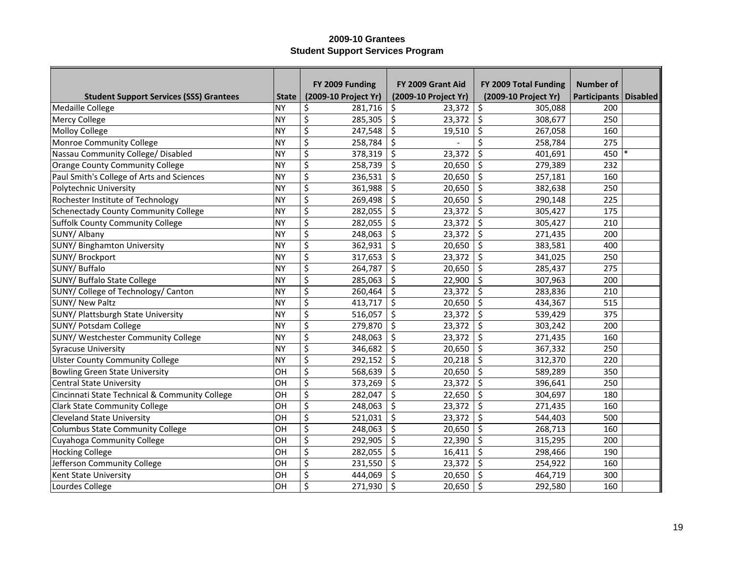**2009-10 Grantees**
**Student Support Services Program**

| Student Support Services (SSS) Grantees | State | FY 2009 Funding (2009-10 Project Yr) | FY 2009 Grant Aid (2009-10 Project Yr) | FY 2009 Total Funding (2009-10 Project Yr) | Number of Participants | Disabled |
|---|---|---|---|---|---|---|
| Medaille College | NY | $ 281,716 | $ 23,372 | $ 305,088 | 200 | |
| Mercy College | NY | $ 285,305 | $ 23,372 | $ 308,677 | 250 | |
| Molloy College | NY | $ 247,548 | $ 19,510 | $ 267,058 | 160 | |
| Monroe Community College | NY | $ 258,784 | $ - | $ 258,784 | 275 | |
| Nassau Community College/ Disabled | NY | $ 378,319 | $ 23,372 | $ 401,691 | 450 | * |
| Orange County Community College | NY | $ 258,739 | $ 20,650 | $ 279,389 | 232 | |
| Paul Smith's College of Arts and Sciences | NY | $ 236,531 | $ 20,650 | $ 257,181 | 160 | |
| Polytechnic University | NY | $ 361,988 | $ 20,650 | $ 382,638 | 250 | |
| Rochester Institute of Technology | NY | $ 269,498 | $ 20,650 | $ 290,148 | 225 | |
| Schenectady County Community College | NY | $ 282,055 | $ 23,372 | $ 305,427 | 175 | |
| Suffolk County Community College | NY | $ 282,055 | $ 23,372 | $ 305,427 | 210 | |
| SUNY/ Albany | NY | $ 248,063 | $ 23,372 | $ 271,435 | 200 | |
| SUNY/ Binghamton University | NY | $ 362,931 | $ 20,650 | $ 383,581 | 400 | |
| SUNY/ Brockport | NY | $ 317,653 | $ 23,372 | $ 341,025 | 250 | |
| SUNY/ Buffalo | NY | $ 264,787 | $ 20,650 | $ 285,437 | 275 | |
| SUNY/ Buffalo State College | NY | $ 285,063 | $ 22,900 | $ 307,963 | 200 | |
| SUNY/ College of Technology/ Canton | NY | $ 260,464 | $ 23,372 | $ 283,836 | 210 | |
| SUNY/ New Paltz | NY | $ 413,717 | $ 20,650 | $ 434,367 | 515 | |
| SUNY/ Plattsburgh State University | NY | $ 516,057 | $ 23,372 | $ 539,429 | 375 | |
| SUNY/ Potsdam College | NY | $ 279,870 | $ 23,372 | $ 303,242 | 200 | |
| SUNY/ Westchester Community College | NY | $ 248,063 | $ 23,372 | $ 271,435 | 160 | |
| Syracuse University | NY | $ 346,682 | $ 20,650 | $ 367,332 | 250 | |
| Ulster County Community College | NY | $ 292,152 | $ 20,218 | $ 312,370 | 220 | |
| Bowling Green State University | OH | $ 568,639 | $ 20,650 | $ 589,289 | 350 | |
| Central State University | OH | $ 373,269 | $ 23,372 | $ 396,641 | 250 | |
| Cincinnati State Technical & Community College | OH | $ 282,047 | $ 22,650 | $ 304,697 | 180 | |
| Clark State Community College | OH | $ 248,063 | $ 23,372 | $ 271,435 | 160 | |
| Cleveland State University | OH | $ 521,031 | $ 23,372 | $ 544,403 | 500 | |
| Columbus State Community College | OH | $ 248,063 | $ 20,650 | $ 268,713 | 160 | |
| Cuyahoga Community College | OH | $ 292,905 | $ 22,390 | $ 315,295 | 200 | |
| Hocking College | OH | $ 282,055 | $ 16,411 | $ 298,466 | 190 | |
| Jefferson Community College | OH | $ 231,550 | $ 23,372 | $ 254,922 | 160 | |
| Kent State University | OH | $ 444,069 | $ 20,650 | $ 464,719 | 300 | |
| Lourdes College | OH | $ 271,930 | $ 20,650 | $ 292,580 | 160 | |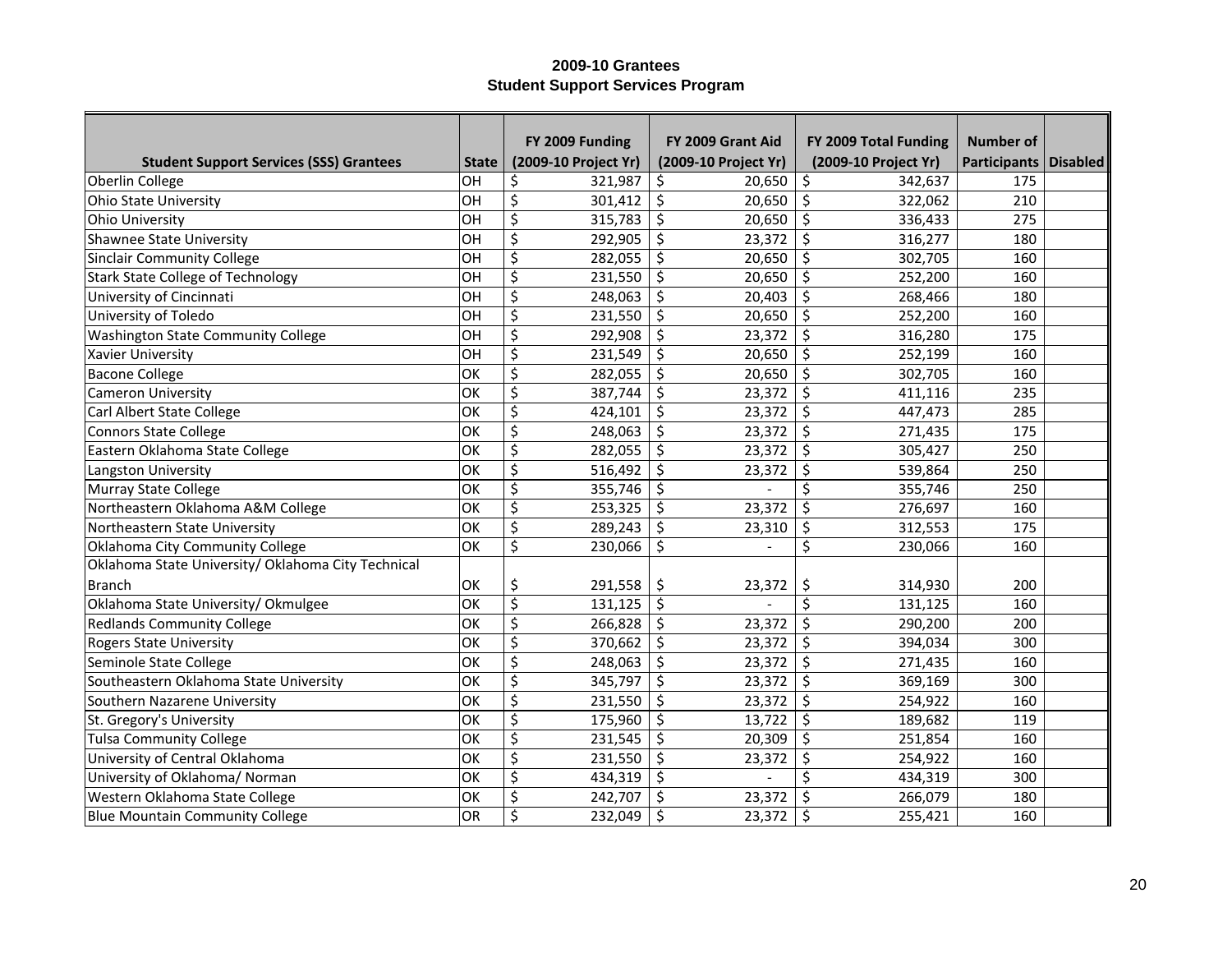**2009-10 Grantees**
**Student Support Services Program**

| Student Support Services (SSS) Grantees | State | FY 2009 Funding (2009-10 Project Yr) | FY 2009 Grant Aid (2009-10 Project Yr) | FY 2009 Total Funding (2009-10 Project Yr) | Number of Participants | Disabled |
|---|---|---|---|---|---|---|
| Oberlin College | OH | $ 321,987 | $ 20,650 | $ 342,637 | 175 | |
| Ohio State University | OH | $ 301,412 | $ 20,650 | $ 322,062 | 210 | |
| Ohio University | OH | $ 315,783 | $ 20,650 | $ 336,433 | 275 | |
| Shawnee State University | OH | $ 292,905 | $ 23,372 | $ 316,277 | 180 | |
| Sinclair Community College | OH | $ 282,055 | $ 20,650 | $ 302,705 | 160 | |
| Stark State College of Technology | OH | $ 231,550 | $ 20,650 | $ 252,200 | 160 | |
| University of Cincinnati | OH | $ 248,063 | $ 20,403 | $ 268,466 | 180 | |
| University of Toledo | OH | $ 231,550 | $ 20,650 | $ 252,200 | 160 | |
| Washington State Community College | OH | $ 292,908 | $ 23,372 | $ 316,280 | 175 | |
| Xavier University | OH | $ 231,549 | $ 20,650 | $ 252,199 | 160 | |
| Bacone College | OK | $ 282,055 | $ 20,650 | $ 302,705 | 160 | |
| Cameron University | OK | $ 387,744 | $ 23,372 | $ 411,116 | 235 | |
| Carl Albert State College | OK | $ 424,101 | $ 23,372 | $ 447,473 | 285 | |
| Connors State College | OK | $ 248,063 | $ 23,372 | $ 271,435 | 175 | |
| Eastern Oklahoma State College | OK | $ 282,055 | $ 23,372 | $ 305,427 | 250 | |
| Langston University | OK | $ 516,492 | $ 23,372 | $ 539,864 | 250 | |
| Murray State College | OK | $ 355,746 | $ - | $ 355,746 | 250 | |
| Northeastern Oklahoma A&M College | OK | $ 253,325 | $ 23,372 | $ 276,697 | 160 | |
| Northeastern State University | OK | $ 289,243 | $ 23,310 | $ 312,553 | 175 | |
| Oklahoma City Community College | OK | $ 230,066 | $ - | $ 230,066 | 160 | |
| Oklahoma State University/ Oklahoma City Technical Branch | OK | $ 291,558 | $ 23,372 | $ 314,930 | 200 | |
| Oklahoma State University/ Okmulgee | OK | $ 131,125 | $ - | $ 131,125 | 160 | |
| Redlands Community College | OK | $ 266,828 | $ 23,372 | $ 290,200 | 200 | |
| Rogers State University | OK | $ 370,662 | $ 23,372 | $ 394,034 | 300 | |
| Seminole State College | OK | $ 248,063 | $ 23,372 | $ 271,435 | 160 | |
| Southeastern Oklahoma State University | OK | $ 345,797 | $ 23,372 | $ 369,169 | 300 | |
| Southern Nazarene University | OK | $ 231,550 | $ 23,372 | $ 254,922 | 160 | |
| St. Gregory's University | OK | $ 175,960 | $ 13,722 | $ 189,682 | 119 | |
| Tulsa Community College | OK | $ 231,545 | $ 20,309 | $ 251,854 | 160 | |
| University of Central Oklahoma | OK | $ 231,550 | $ 23,372 | $ 254,922 | 160 | |
| University of Oklahoma/ Norman | OK | $ 434,319 | $ - | $ 434,319 | 300 | |
| Western Oklahoma State College | OK | $ 242,707 | $ 23,372 | $ 266,079 | 180 | |
| Blue Mountain Community College | OR | $ 232,049 | $ 23,372 | $ 255,421 | 160 | |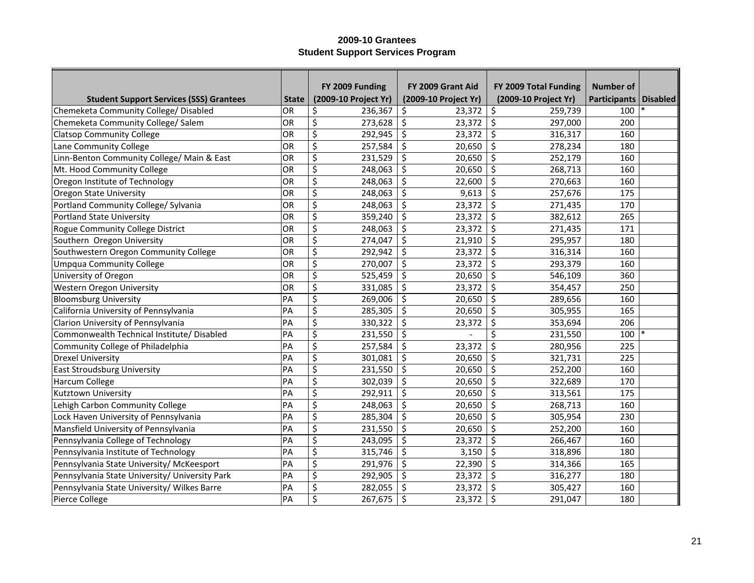# 2009-10 Grantees
## Student Support Services Program

| Student Support Services (SSS) Grantees | State | FY 2009 Funding (2009-10 Project Yr) | FY 2009 Grant Aid (2009-10 Project Yr) | FY 2009 Total Funding (2009-10 Project Yr) | Number of Participants | Disabled |
|---|---|---|---|---|---|---|
| Chemeketa Community College/ Disabled | OR | $ 236,367 | $ 23,372 | $ 259,739 | 100 | * |
| Chemeketa Community College/ Salem | OR | $ 273,628 | $ 23,372 | $ 297,000 | 200 | |
| Clatsop Community College | OR | $ 292,945 | $ 23,372 | $ 316,317 | 160 | |
| Lane Community College | OR | $ 257,584 | $ 20,650 | $ 278,234 | 180 | |
| Linn-Benton Community College/ Main & East | OR | $ 231,529 | $ 20,650 | $ 252,179 | 160 | |
| Mt. Hood Community College | OR | $ 248,063 | $ 20,650 | $ 268,713 | 160 | |
| Oregon Institute of Technology | OR | $ 248,063 | $ 22,600 | $ 270,663 | 160 | |
| Oregon State University | OR | $ 248,063 | $ 9,613 | $ 257,676 | 175 | |
| Portland Community College/ Sylvania | OR | $ 248,063 | $ 23,372 | $ 271,435 | 170 | |
| Portland State University | OR | $ 359,240 | $ 23,372 | $ 382,612 | 265 | |
| Rogue Community College District | OR | $ 248,063 | $ 23,372 | $ 271,435 | 171 | |
| Southern Oregon University | OR | $ 274,047 | $ 21,910 | $ 295,957 | 180 | |
| Southwestern Oregon Community College | OR | $ 292,942 | $ 23,372 | $ 316,314 | 160 | |
| Umpqua Community College | OR | $ 270,007 | $ 23,372 | $ 293,379 | 160 | |
| University of Oregon | OR | $ 525,459 | $ 20,650 | $ 546,109 | 360 | |
| Western Oregon University | OR | $ 331,085 | $ 23,372 | $ 354,457 | 250 | |
| Bloomsburg University | PA | $ 269,006 | $ 20,650 | $ 289,656 | 160 | |
| California University of Pennsylvania | PA | $ 285,305 | $ 20,650 | $ 305,955 | 165 | |
| Clarion University of Pennsylvania | PA | $ 330,322 | $ 23,372 | $ 353,694 | 206 | |
| Commonwealth Technical Institute/ Disabled | PA | $ 231,550 | $ - | $ 231,550 | 100 | * |
| Community College of Philadelphia | PA | $ 257,584 | $ 23,372 | $ 280,956 | 225 | |
| Drexel University | PA | $ 301,081 | $ 20,650 | $ 321,731 | 225 | |
| East Stroudsburg University | PA | $ 231,550 | $ 20,650 | $ 252,200 | 160 | |
| Harcum College | PA | $ 302,039 | $ 20,650 | $ 322,689 | 170 | |
| Kutztown University | PA | $ 292,911 | $ 20,650 | $ 313,561 | 175 | |
| Lehigh Carbon Community College | PA | $ 248,063 | $ 20,650 | $ 268,713 | 160 | |
| Lock Haven University of Pennsylvania | PA | $ 285,304 | $ 20,650 | $ 305,954 | 230 | |
| Mansfield University of Pennsylvania | PA | $ 231,550 | $ 20,650 | $ 252,200 | 160 | |
| Pennsylvania College of Technology | PA | $ 243,095 | $ 23,372 | $ 266,467 | 160 | |
| Pennsylvania Institute of Technology | PA | $ 315,746 | $ 3,150 | $ 318,896 | 180 | |
| Pennsylvania State University/ McKeesport | PA | $ 291,976 | $ 22,390 | $ 314,366 | 165 | |
| Pennsylvania State University/ University Park | PA | $ 292,905 | $ 23,372 | $ 316,277 | 180 | |
| Pennsylvania State University/ Wilkes Barre | PA | $ 282,055 | $ 23,372 | $ 305,427 | 160 | |
| Pierce College | PA | $ 267,675 | $ 23,372 | $ 291,047 | 180 | |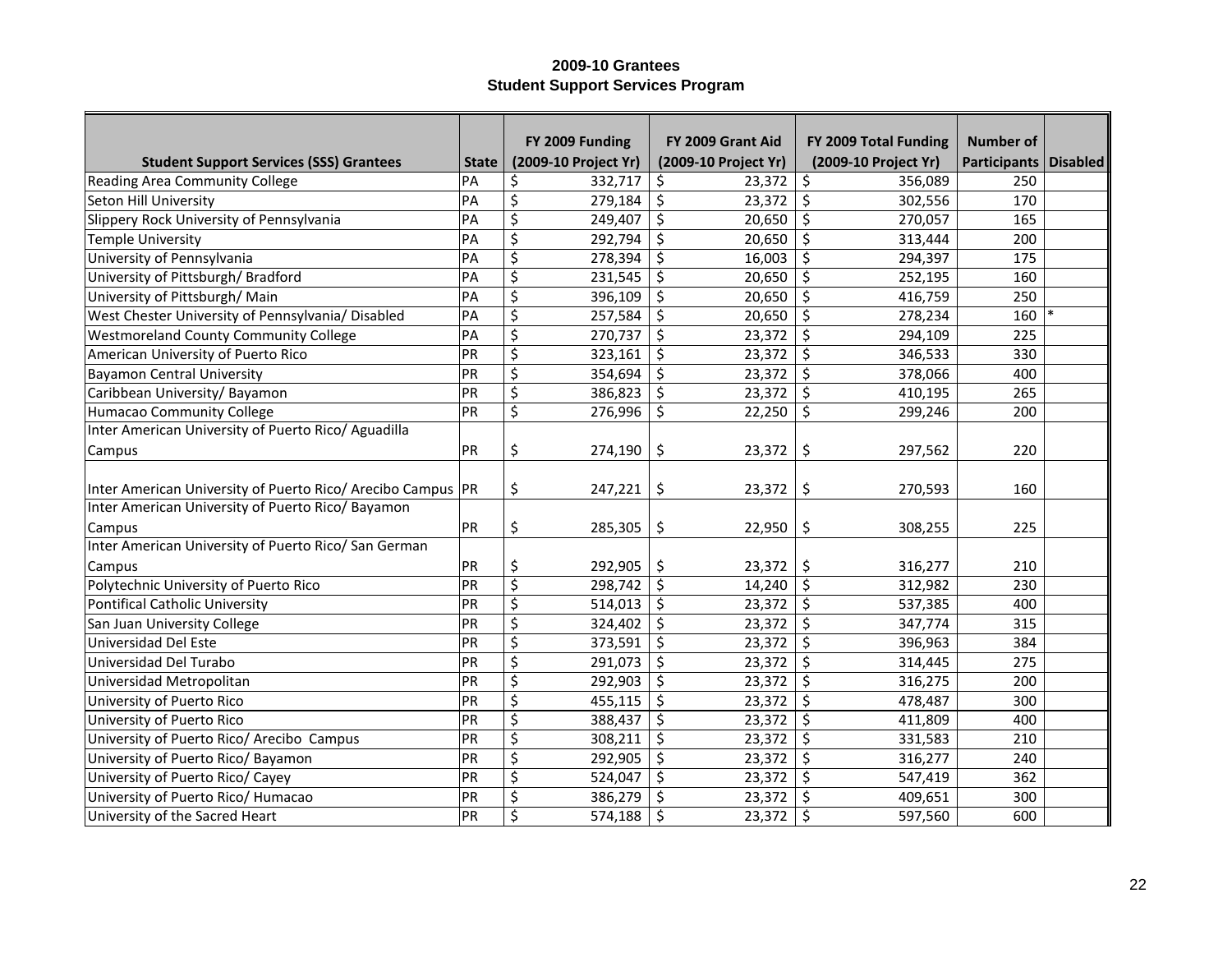# 2009-10 Grantees
## Student Support Services Program

| Student Support Services (SSS) Grantees | State | FY 2009 Funding (2009-10 Project Yr) | FY 2009 Grant Aid (2009-10 Project Yr) | FY 2009 Total Funding (2009-10 Project Yr) | Number of Participants | Disabled |
|---|---|---|---|---|---|---|
| Reading Area Community College | PA | $ 332,717 | $ 23,372 | $ 356,089 | 250 | |
| Seton Hill University | PA | $ 279,184 | $ 23,372 | $ 302,556 | 170 | |
| Slippery Rock University of Pennsylvania | PA | $ 249,407 | $ 20,650 | $ 270,057 | 165 | |
| Temple University | PA | $ 292,794 | $ 20,650 | $ 313,444 | 200 | |
| University of Pennsylvania | PA | $ 278,394 | $ 16,003 | $ 294,397 | 175 | |
| University of Pittsburgh/ Bradford | PA | $ 231,545 | $ 20,650 | $ 252,195 | 160 | |
| University of Pittsburgh/ Main | PA | $ 396,109 | $ 20,650 | $ 416,759 | 250 | |
| West Chester University of Pennsylvania/ Disabled | PA | $ 257,584 | $ 20,650 | $ 278,234 | 160 | * |
| Westmoreland County Community College | PA | $ 270,737 | $ 23,372 | $ 294,109 | 225 | |
| American University of Puerto Rico | PR | $ 323,161 | $ 23,372 | $ 346,533 | 330 | |
| Bayamon Central University | PR | $ 354,694 | $ 23,372 | $ 378,066 | 400 | |
| Caribbean University/ Bayamon | PR | $ 386,823 | $ 23,372 | $ 410,195 | 265 | |
| Humacao Community College | PR | $ 276,996 | $ 22,250 | $ 299,246 | 200 | |
| Inter American University of Puerto Rico/ Aguadilla Campus | PR | $ 274,190 | $ 23,372 | $ 297,562 | 220 | |
| Inter American University of Puerto Rico/ Arecibo Campus | PR | $ 247,221 | $ 23,372 | $ 270,593 | 160 | |
| Inter American University of Puerto Rico/ Bayamon Campus | PR | $ 285,305 | $ 22,950 | $ 308,255 | 225 | |
| Inter American University of Puerto Rico/ San German Campus | PR | $ 292,905 | $ 23,372 | $ 316,277 | 210 | |
| Polytechnic University of Puerto Rico | PR | $ 298,742 | $ 14,240 | $ 312,982 | 230 | |
| Pontifical Catholic University | PR | $ 514,013 | $ 23,372 | $ 537,385 | 400 | |
| San Juan University College | PR | $ 324,402 | $ 23,372 | $ 347,774 | 315 | |
| Universidad Del Este | PR | $ 373,591 | $ 23,372 | $ 396,963 | 384 | |
| Universidad Del Turabo | PR | $ 291,073 | $ 23,372 | $ 314,445 | 275 | |
| Universidad Metropolitan | PR | $ 292,903 | $ 23,372 | $ 316,275 | 200 | |
| University of Puerto Rico | PR | $ 455,115 | $ 23,372 | $ 478,487 | 300 | |
| University of Puerto Rico | PR | $ 388,437 | $ 23,372 | $ 411,809 | 400 | |
| University of Puerto Rico/ Arecibo Campus | PR | $ 308,211 | $ 23,372 | $ 331,583 | 210 | |
| University of Puerto Rico/ Bayamon | PR | $ 292,905 | $ 23,372 | $ 316,277 | 240 | |
| University of Puerto Rico/ Cayey | PR | $ 524,047 | $ 23,372 | $ 547,419 | 362 | |
| University of Puerto Rico/ Humacao | PR | $ 386,279 | $ 23,372 | $ 409,651 | 300 | |
| University of the Sacred Heart | PR | $ 574,188 | $ 23,372 | $ 597,560 | 600 | |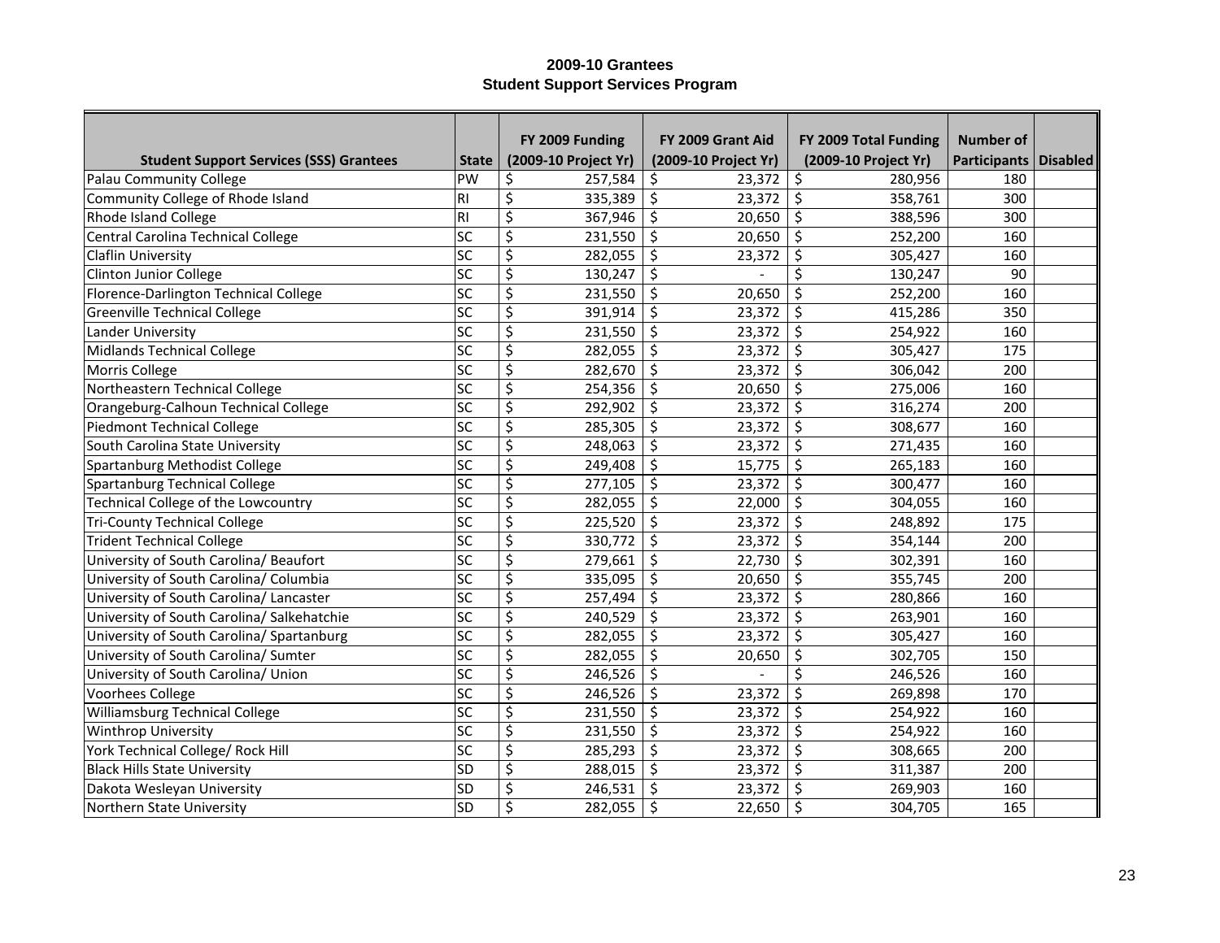# 2009-10 Grantees
## Student Support Services Program

| Student Support Services (SSS) Grantees | State | FY 2009 Funding (2009-10 Project Yr) | FY 2009 Grant Aid (2009-10 Project Yr) | FY 2009 Total Funding (2009-10 Project Yr) | Number of Participants | Disabled |
|---|---|---|---|---|---|---|
| Palau Community College | PW | $ 257,584 | $ 23,372 | $ 280,956 | 180 | |
| Community College of Rhode Island | RI | $ 335,389 | $ 23,372 | $ 358,761 | 300 | |
| Rhode Island College | RI | $ 367,946 | $ 20,650 | $ 388,596 | 300 | |
| Central Carolina Technical College | SC | $ 231,550 | $ 20,650 | $ 252,200 | 160 | |
| Claflin University | SC | $ 282,055 | $ 23,372 | $ 305,427 | 160 | |
| Clinton Junior College | SC | $ 130,247 | $ - | $ 130,247 | 90 | |
| Florence-Darlington Technical College | SC | $ 231,550 | $ 20,650 | $ 252,200 | 160 | |
| Greenville Technical College | SC | $ 391,914 | $ 23,372 | $ 415,286 | 350 | |
| Lander University | SC | $ 231,550 | $ 23,372 | $ 254,922 | 160 | |
| Midlands Technical College | SC | $ 282,055 | $ 23,372 | $ 305,427 | 175 | |
| Morris College | SC | $ 282,670 | $ 23,372 | $ 306,042 | 200 | |
| Northeastern Technical College | SC | $ 254,356 | $ 20,650 | $ 275,006 | 160 | |
| Orangeburg-Calhoun Technical College | SC | $ 292,902 | $ 23,372 | $ 316,274 | 200 | |
| Piedmont Technical College | SC | $ 285,305 | $ 23,372 | $ 308,677 | 160 | |
| South Carolina State University | SC | $ 248,063 | $ 23,372 | $ 271,435 | 160 | |
| Spartanburg Methodist College | SC | $ 249,408 | $ 15,775 | $ 265,183 | 160 | |
| Spartanburg Technical College | SC | $ 277,105 | $ 23,372 | $ 300,477 | 160 | |
| Technical College of the Lowcountry | SC | $ 282,055 | $ 22,000 | $ 304,055 | 160 | |
| Tri-County Technical College | SC | $ 225,520 | $ 23,372 | $ 248,892 | 175 | |
| Trident Technical College | SC | $ 330,772 | $ 23,372 | $ 354,144 | 200 | |
| University of South Carolina/ Beaufort | SC | $ 279,661 | $ 22,730 | $ 302,391 | 160 | |
| University of South Carolina/ Columbia | SC | $ 335,095 | $ 20,650 | $ 355,745 | 200 | |
| University of South Carolina/ Lancaster | SC | $ 257,494 | $ 23,372 | $ 280,866 | 160 | |
| University of South Carolina/ Salkehatchie | SC | $ 240,529 | $ 23,372 | $ 263,901 | 160 | |
| University of South Carolina/ Spartanburg | SC | $ 282,055 | $ 23,372 | $ 305,427 | 160 | |
| University of South Carolina/ Sumter | SC | $ 282,055 | $ 20,650 | $ 302,705 | 150 | |
| University of South Carolina/ Union | SC | $ 246,526 | $ - | $ 246,526 | 160 | |
| Voorhees College | SC | $ 246,526 | $ 23,372 | $ 269,898 | 170 | |
| Williamsburg Technical College | SC | $ 231,550 | $ 23,372 | $ 254,922 | 160 | |
| Winthrop University | SC | $ 231,550 | $ 23,372 | $ 254,922 | 160 | |
| York Technical College/ Rock Hill | SC | $ 285,293 | $ 23,372 | $ 308,665 | 200 | |
| Black Hills State University | SD | $ 288,015 | $ 23,372 | $ 311,387 | 200 | |
| Dakota Wesleyan University | SD | $ 246,531 | $ 23,372 | $ 269,903 | 160 | |
| Northern State University | SD | $ 282,055 | $ 22,650 | $ 304,705 | 165 | |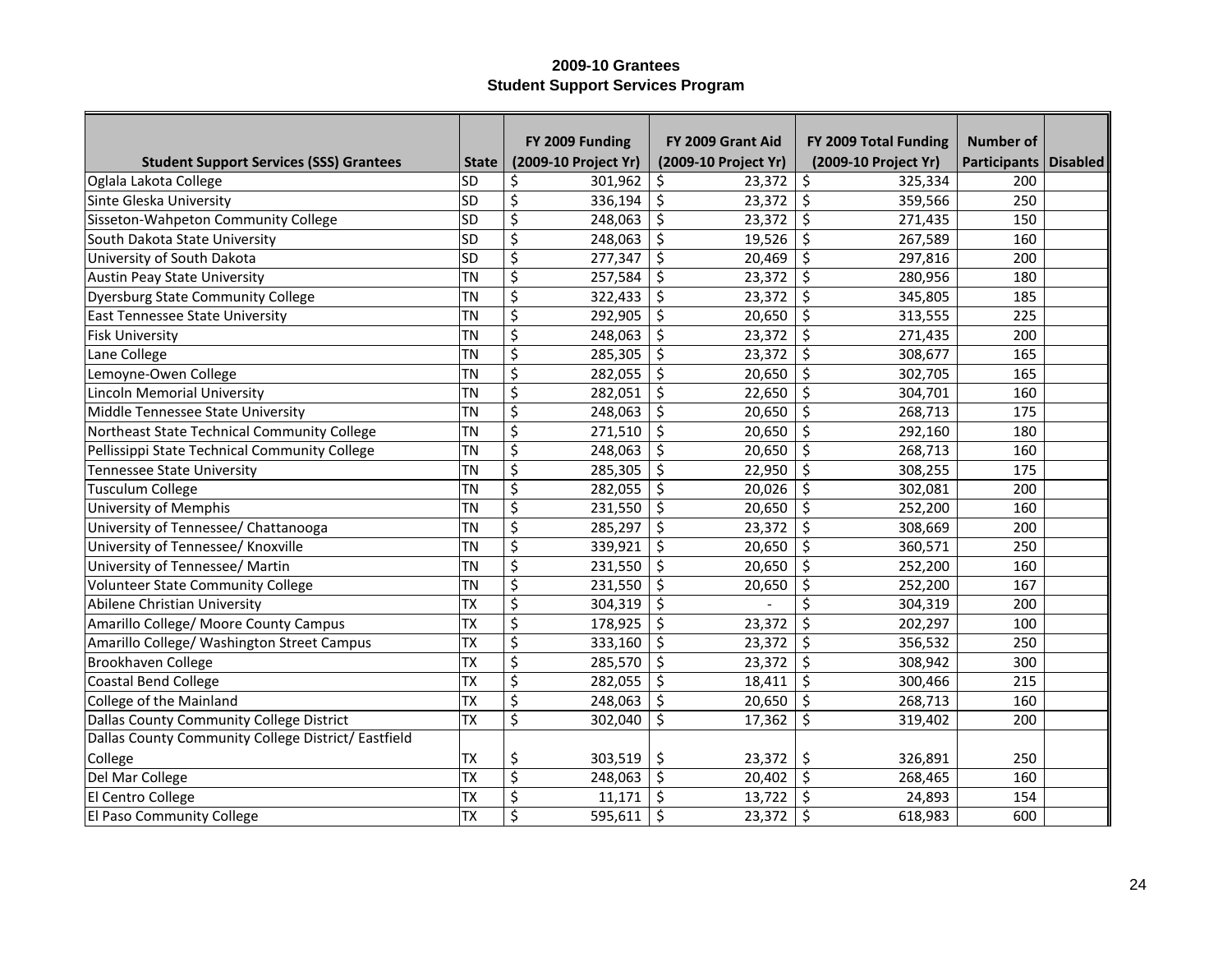# 2009-10 Grantees
## Student Support Services Program

| Student Support Services (SSS) Grantees | State | FY 2009 Funding (2009-10 Project Yr) | FY 2009 Grant Aid (2009-10 Project Yr) | FY 2009 Total Funding (2009-10 Project Yr) | Number of Participants | Disabled |
|---|---|---|---|---|---|---|
| Oglala Lakota College | SD | $ 301,962 | $ 23,372 | $ 325,334 | 200 | |
| Sinte Gleska University | SD | $ 336,194 | $ 23,372 | $ 359,566 | 250 | |
| Sisseton-Wahpeton Community College | SD | $ 248,063 | $ 23,372 | $ 271,435 | 150 | |
| South Dakota State University | SD | $ 248,063 | $ 19,526 | $ 267,589 | 160 | |
| University of South Dakota | SD | $ 277,347 | $ 20,469 | $ 297,816 | 200 | |
| Austin Peay State University | TN | $ 257,584 | $ 23,372 | $ 280,956 | 180 | |
| Dyersburg State Community College | TN | $ 322,433 | $ 23,372 | $ 345,805 | 185 | |
| East Tennessee State University | TN | $ 292,905 | $ 20,650 | $ 313,555 | 225 | |
| Fisk University | TN | $ 248,063 | $ 23,372 | $ 271,435 | 200 | |
| Lane College | TN | $ 285,305 | $ 23,372 | $ 308,677 | 165 | |
| Lemoyne-Owen College | TN | $ 282,055 | $ 20,650 | $ 302,705 | 165 | |
| Lincoln Memorial University | TN | $ 282,051 | $ 22,650 | $ 304,701 | 160 | |
| Middle Tennessee State University | TN | $ 248,063 | $ 20,650 | $ 268,713 | 175 | |
| Northeast State Technical Community College | TN | $ 271,510 | $ 20,650 | $ 292,160 | 180 | |
| Pellissippi State Technical Community College | TN | $ 248,063 | $ 20,650 | $ 268,713 | 160 | |
| Tennessee State University | TN | $ 285,305 | $ 22,950 | $ 308,255 | 175 | |
| Tusculum College | TN | $ 282,055 | $ 20,026 | $ 302,081 | 200 | |
| University of Memphis | TN | $ 231,550 | $ 20,650 | $ 252,200 | 160 | |
| University of Tennessee/ Chattanooga | TN | $ 285,297 | $ 23,372 | $ 308,669 | 200 | |
| University of Tennessee/ Knoxville | TN | $ 339,921 | $ 20,650 | $ 360,571 | 250 | |
| University of Tennessee/ Martin | TN | $ 231,550 | $ 20,650 | $ 252,200 | 160 | |
| Volunteer State Community College | TN | $ 231,550 | $ 20,650 | $ 252,200 | 167 | |
| Abilene Christian University | TX | $ 304,319 | $ - | $ 304,319 | 200 | |
| Amarillo College/ Moore County Campus | TX | $ 178,925 | $ 23,372 | $ 202,297 | 100 | |
| Amarillo College/ Washington Street Campus | TX | $ 333,160 | $ 23,372 | $ 356,532 | 250 | |
| Brookhaven College | TX | $ 285,570 | $ 23,372 | $ 308,942 | 300 | |
| Coastal Bend College | TX | $ 282,055 | $ 18,411 | $ 300,466 | 215 | |
| College of the Mainland | TX | $ 248,063 | $ 20,650 | $ 268,713 | 160 | |
| Dallas County Community College District | TX | $ 302,040 | $ 17,362 | $ 319,402 | 200 | |
| Dallas County Community College District/ Eastfield College | TX | $ 303,519 | $ 23,372 | $ 326,891 | 250 | |
| Del Mar College | TX | $ 248,063 | $ 20,402 | $ 268,465 | 160 | |
| El Centro College | TX | $ 11,171 | $ 13,722 | $ 24,893 | 154 | |
| El Paso Community College | TX | $ 595,611 | $ 23,372 | $ 618,983 | 600 | |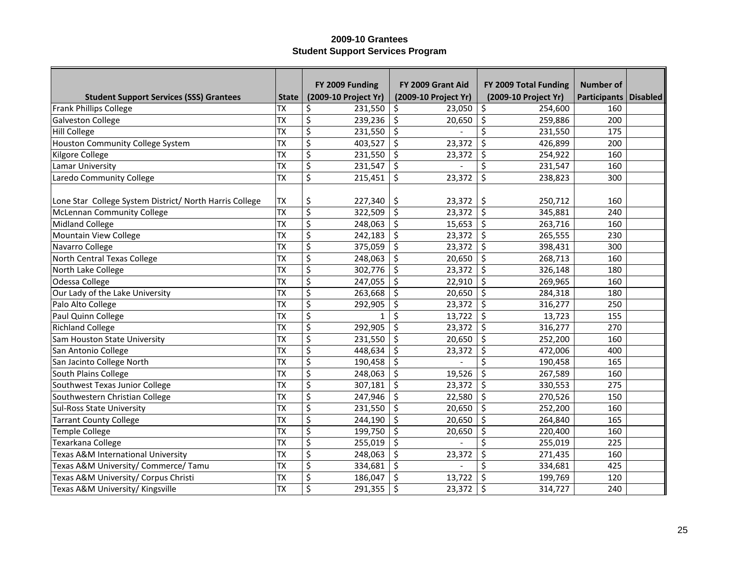**2009-10 Grantees**
**Student Support Services Program**

| Student Support Services (SSS) Grantees | State | FY 2009 Funding (2009-10 Project Yr) | FY 2009 Grant Aid (2009-10 Project Yr) | FY 2009 Total Funding (2009-10 Project Yr) | Number of Participants | Disabled |
|---|---|---|---|---|---|---|
| Frank Phillips College | TX | $ 231,550 | $ 23,050 | $ 254,600 | 160 | |
| Galveston College | TX | $ 239,236 | $ 20,650 | $ 259,886 | 200 | |
| Hill College | TX | $ 231,550 | $ - | $ 231,550 | 175 | |
| Houston Community College System | TX | $ 403,527 | $ 23,372 | $ 426,899 | 200 | |
| Kilgore College | TX | $ 231,550 | $ 23,372 | $ 254,922 | 160 | |
| Lamar University | TX | $ 231,547 | $ - | $ 231,547 | 160 | |
| Laredo Community College | TX | $ 215,451 | $ 23,372 | $ 238,823 | 300 | |
| Lone Star College System District/ North Harris College | TX | $ 227,340 | $ 23,372 | $ 250,712 | 160 | |
| McLennan Community College | TX | $ 322,509 | $ 23,372 | $ 345,881 | 240 | |
| Midland College | TX | $ 248,063 | $ 15,653 | $ 263,716 | 160 | |
| Mountain View College | TX | $ 242,183 | $ 23,372 | $ 265,555 | 230 | |
| Navarro College | TX | $ 375,059 | $ 23,372 | $ 398,431 | 300 | |
| North Central Texas College | TX | $ 248,063 | $ 20,650 | $ 268,713 | 160 | |
| North Lake College | TX | $ 302,776 | $ 23,372 | $ 326,148 | 180 | |
| Odessa College | TX | $ 247,055 | $ 22,910 | $ 269,965 | 160 | |
| Our Lady of the Lake University | TX | $ 263,668 | $ 20,650 | $ 284,318 | 180 | |
| Palo Alto College | TX | $ 292,905 | $ 23,372 | $ 316,277 | 250 | |
| Paul Quinn College | TX | $ 1 | $ 13,722 | $ 13,723 | 155 | |
| Richland College | TX | $ 292,905 | $ 23,372 | $ 316,277 | 270 | |
| Sam Houston State University | TX | $ 231,550 | $ 20,650 | $ 252,200 | 160 | |
| San Antonio College | TX | $ 448,634 | $ 23,372 | $ 472,006 | 400 | |
| San Jacinto College North | TX | $ 190,458 | $ - | $ 190,458 | 165 | |
| South Plains College | TX | $ 248,063 | $ 19,526 | $ 267,589 | 160 | |
| Southwest Texas Junior College | TX | $ 307,181 | $ 23,372 | $ 330,553 | 275 | |
| Southwestern Christian College | TX | $ 247,946 | $ 22,580 | $ 270,526 | 150 | |
| Sul-Ross State University | TX | $ 231,550 | $ 20,650 | $ 252,200 | 160 | |
| Tarrant County College | TX | $ 244,190 | $ 20,650 | $ 264,840 | 165 | |
| Temple College | TX | $ 199,750 | $ 20,650 | $ 220,400 | 160 | |
| Texarkana College | TX | $ 255,019 | $ - | $ 255,019 | 225 | |
| Texas A&M International University | TX | $ 248,063 | $ 23,372 | $ 271,435 | 160 | |
| Texas A&M University/ Commerce/ Tamu | TX | $ 334,681 | $ - | $ 334,681 | 425 | |
| Texas A&M University/ Corpus Christi | TX | $ 186,047 | $ 13,722 | $ 199,769 | 120 | |
| Texas A&M University/ Kingsville | TX | $ 291,355 | $ 23,372 | $ 314,727 | 240 | |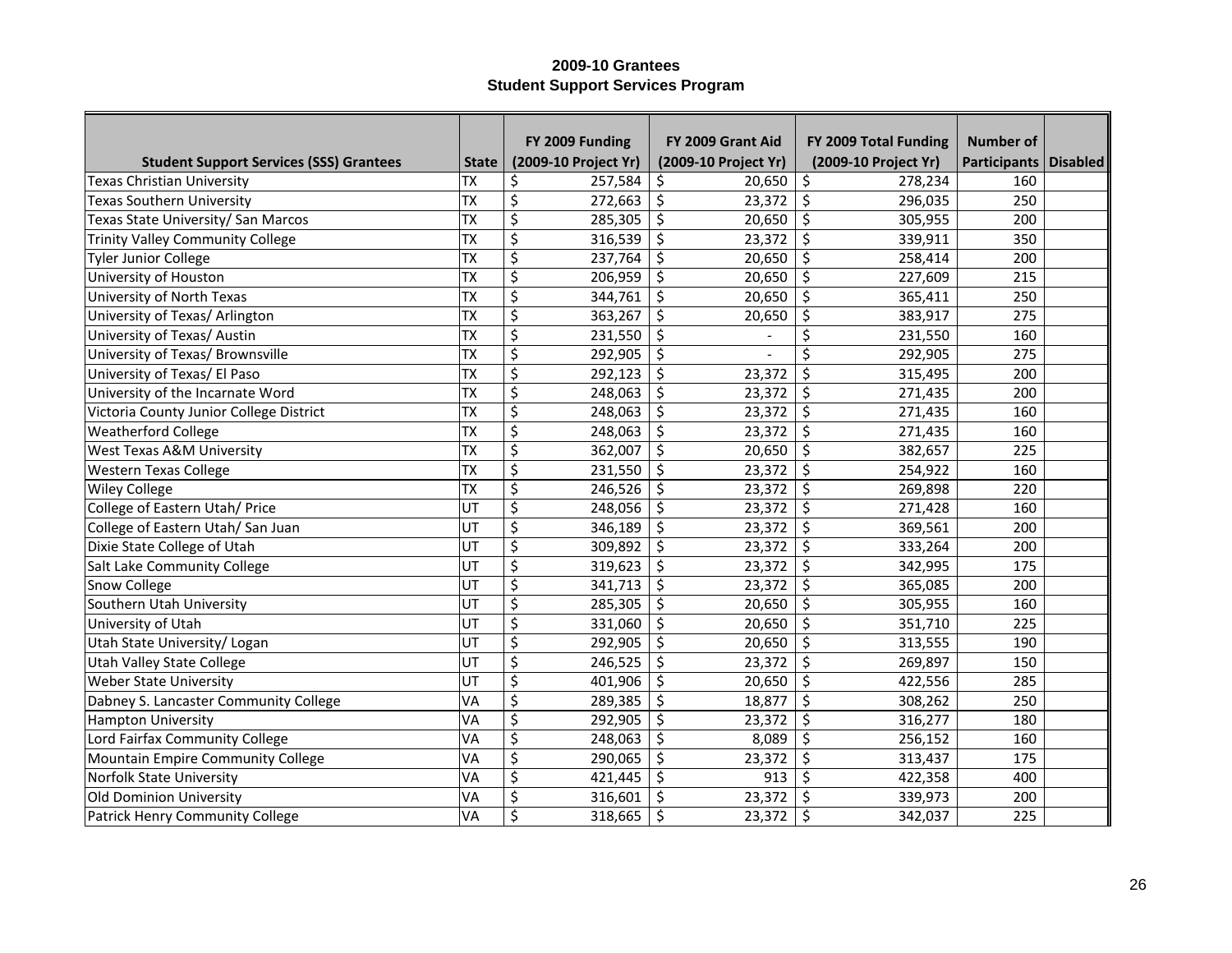**2009-10 Grantees**
**Student Support Services Program**

| Student Support Services (SSS) Grantees | State | FY 2009 Funding (2009-10 Project Yr) | FY 2009 Grant Aid (2009-10 Project Yr) | FY 2009 Total Funding (2009-10 Project Yr) | Number of Participants | Disabled |
|---|---|---|---|---|---|---|
| Texas Christian University | TX | $ 257,584 | $ 20,650 | $ 278,234 | 160 | |
| Texas Southern University | TX | $ 272,663 | $ 23,372 | $ 296,035 | 250 | |
| Texas State University/ San Marcos | TX | $ 285,305 | $ 20,650 | $ 305,955 | 200 | |
| Trinity Valley Community College | TX | $ 316,539 | $ 23,372 | $ 339,911 | 350 | |
| Tyler Junior College | TX | $ 237,764 | $ 20,650 | $ 258,414 | 200 | |
| University of Houston | TX | $ 206,959 | $ 20,650 | $ 227,609 | 215 | |
| University of North Texas | TX | $ 344,761 | $ 20,650 | $ 365,411 | 250 | |
| University of Texas/ Arlington | TX | $ 363,267 | $ 20,650 | $ 383,917 | 275 | |
| University of Texas/ Austin | TX | $ 231,550 | $ - | $ 231,550 | 160 | |
| University of Texas/ Brownsville | TX | $ 292,905 | $ - | $ 292,905 | 275 | |
| University of Texas/ El Paso | TX | $ 292,123 | $ 23,372 | $ 315,495 | 200 | |
| University of the Incarnate Word | TX | $ 248,063 | $ 23,372 | $ 271,435 | 200 | |
| Victoria County Junior College District | TX | $ 248,063 | $ 23,372 | $ 271,435 | 160 | |
| Weatherford College | TX | $ 248,063 | $ 23,372 | $ 271,435 | 160 | |
| West Texas A&M University | TX | $ 362,007 | $ 20,650 | $ 382,657 | 225 | |
| Western Texas College | TX | $ 231,550 | $ 23,372 | $ 254,922 | 160 | |
| Wiley College | TX | $ 246,526 | $ 23,372 | $ 269,898 | 220 | |
| College of Eastern Utah/ Price | UT | $ 248,056 | $ 23,372 | $ 271,428 | 160 | |
| College of Eastern Utah/ San Juan | UT | $ 346,189 | $ 23,372 | $ 369,561 | 200 | |
| Dixie State College of Utah | UT | $ 309,892 | $ 23,372 | $ 333,264 | 200 | |
| Salt Lake Community College | UT | $ 319,623 | $ 23,372 | $ 342,995 | 175 | |
| Snow College | UT | $ 341,713 | $ 23,372 | $ 365,085 | 200 | |
| Southern Utah University | UT | $ 285,305 | $ 20,650 | $ 305,955 | 160 | |
| University of Utah | UT | $ 331,060 | $ 20,650 | $ 351,710 | 225 | |
| Utah State University/ Logan | UT | $ 292,905 | $ 20,650 | $ 313,555 | 190 | |
| Utah Valley State College | UT | $ 246,525 | $ 23,372 | $ 269,897 | 150 | |
| Weber State University | UT | $ 401,906 | $ 20,650 | $ 422,556 | 285 | |
| Dabney S. Lancaster Community College | VA | $ 289,385 | $ 18,877 | $ 308,262 | 250 | |
| Hampton University | VA | $ 292,905 | $ 23,372 | $ 316,277 | 180 | |
| Lord Fairfax Community College | VA | $ 248,063 | $ 8,089 | $ 256,152 | 160 | |
| Mountain Empire Community College | VA | $ 290,065 | $ 23,372 | $ 313,437 | 175 | |
| Norfolk State University | VA | $ 421,445 | $ 913 | $ 422,358 | 400 | |
| Old Dominion University | VA | $ 316,601 | $ 23,372 | $ 339,973 | 200 | |
| Patrick Henry Community College | VA | $ 318,665 | $ 23,372 | $ 342,037 | 225 | |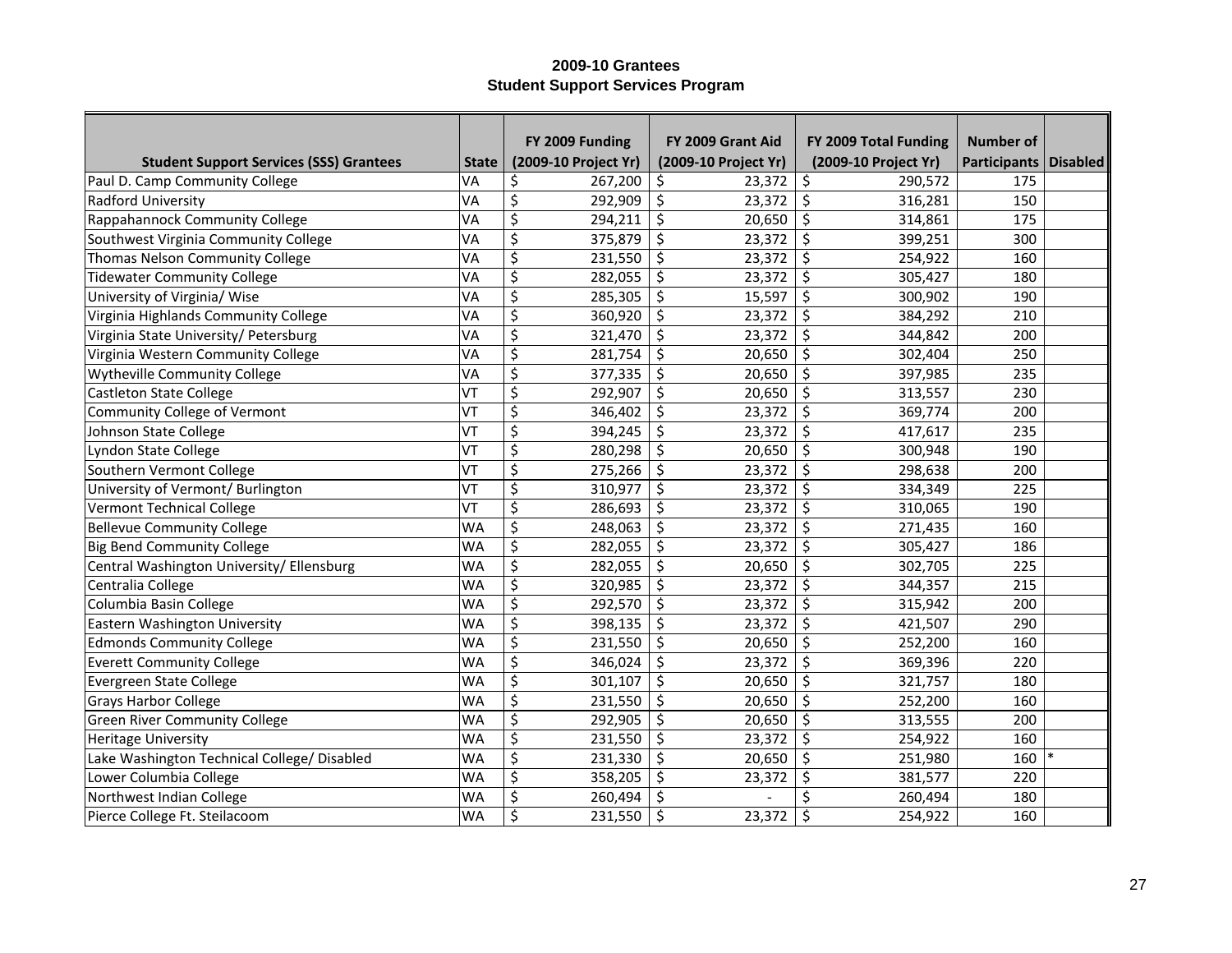# 2009-10 Grantees
## Student Support Services Program

| Student Support Services (SSS) Grantees | State | FY 2009 Funding (2009-10 Project Yr) | FY 2009 Grant Aid (2009-10 Project Yr) | FY 2009 Total Funding (2009-10 Project Yr) | Number of Participants | Disabled |
|---|---|---|---|---|---|---|
| Paul D. Camp Community College | VA | $ 267,200 | $ 23,372 | $ 290,572 | 175 | |
| Radford University | VA | $ 292,909 | $ 23,372 | $ 316,281 | 150 | |
| Rappahannock Community College | VA | $ 294,211 | $ 20,650 | $ 314,861 | 175 | |
| Southwest Virginia Community College | VA | $ 375,879 | $ 23,372 | $ 399,251 | 300 | |
| Thomas Nelson Community College | VA | $ 231,550 | $ 23,372 | $ 254,922 | 160 | |
| Tidewater Community College | VA | $ 282,055 | $ 23,372 | $ 305,427 | 180 | |
| University of Virginia/ Wise | VA | $ 285,305 | $ 15,597 | $ 300,902 | 190 | |
| Virginia Highlands Community College | VA | $ 360,920 | $ 23,372 | $ 384,292 | 210 | |
| Virginia State University/ Petersburg | VA | $ 321,470 | $ 23,372 | $ 344,842 | 200 | |
| Virginia Western Community College | VA | $ 281,754 | $ 20,650 | $ 302,404 | 250 | |
| Wytheville Community College | VA | $ 377,335 | $ 20,650 | $ 397,985 | 235 | |
| Castleton State College | VT | $ 292,907 | $ 20,650 | $ 313,557 | 230 | |
| Community College of Vermont | VT | $ 346,402 | $ 23,372 | $ 369,774 | 200 | |
| Johnson State College | VT | $ 394,245 | $ 23,372 | $ 417,617 | 235 | |
| Lyndon State College | VT | $ 280,298 | $ 20,650 | $ 300,948 | 190 | |
| Southern Vermont College | VT | $ 275,266 | $ 23,372 | $ 298,638 | 200 | |
| University of Vermont/ Burlington | VT | $ 310,977 | $ 23,372 | $ 334,349 | 225 | |
| Vermont Technical College | VT | $ 286,693 | $ 23,372 | $ 310,065 | 190 | |
| Bellevue Community College | WA | $ 248,063 | $ 23,372 | $ 271,435 | 160 | |
| Big Bend Community College | WA | $ 282,055 | $ 23,372 | $ 305,427 | 186 | |
| Central Washington University/ Ellensburg | WA | $ 282,055 | $ 20,650 | $ 302,705 | 225 | |
| Centralia College | WA | $ 320,985 | $ 23,372 | $ 344,357 | 215 | |
| Columbia Basin College | WA | $ 292,570 | $ 23,372 | $ 315,942 | 200 | |
| Eastern Washington University | WA | $ 398,135 | $ 23,372 | $ 421,507 | 290 | |
| Edmonds Community College | WA | $ 231,550 | $ 20,650 | $ 252,200 | 160 | |
| Everett Community College | WA | $ 346,024 | $ 23,372 | $ 369,396 | 220 | |
| Evergreen State College | WA | $ 301,107 | $ 20,650 | $ 321,757 | 180 | |
| Grays Harbor College | WA | $ 231,550 | $ 20,650 | $ 252,200 | 160 | |
| Green River Community College | WA | $ 292,905 | $ 20,650 | $ 313,555 | 200 | |
| Heritage University | WA | $ 231,550 | $ 23,372 | $ 254,922 | 160 | |
| Lake Washington Technical College/ Disabled | WA | $ 231,330 | $ 20,650 | $ 251,980 | 160 | * |
| Lower Columbia College | WA | $ 358,205 | $ 23,372 | $ 381,577 | 220 | |
| Northwest Indian College | WA | $ 260,494 | $ - | $ 260,494 | 180 | |
| Pierce College Ft. Steilacoom | WA | $ 231,550 | $ 23,372 | $ 254,922 | 160 | |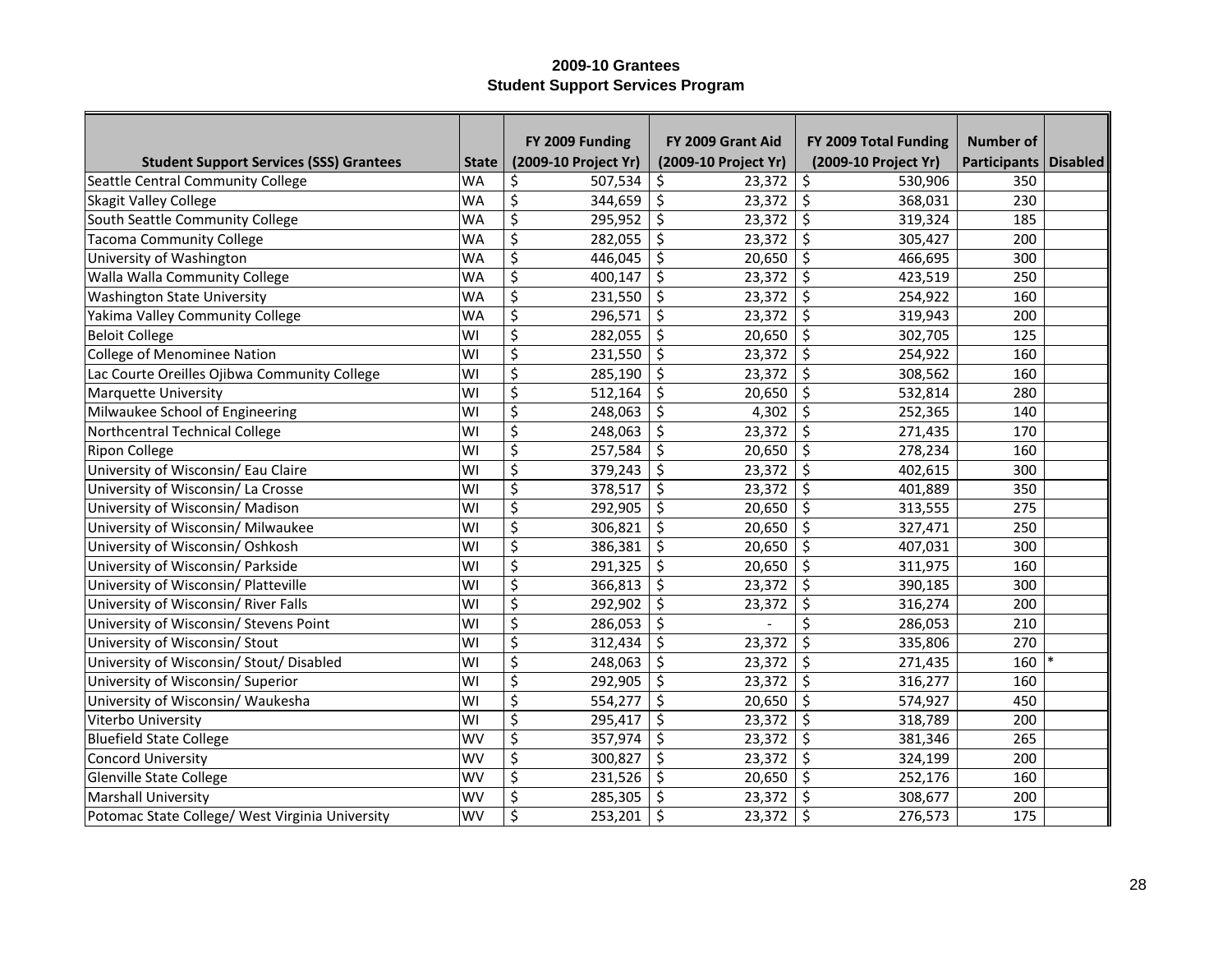**2009-10 Grantees**
**Student Support Services Program**

| Student Support Services (SSS) Grantees | State | FY 2009 Funding (2009-10 Project Yr) | FY 2009 Grant Aid (2009-10 Project Yr) | FY 2009 Total Funding (2009-10 Project Yr) | Number of Participants | Disabled |
|---|---|---|---|---|---|---|
| Seattle Central Community College | WA | $ 507,534 | $ 23,372 | $ 530,906 | 350 | |
| Skagit Valley College | WA | $ 344,659 | $ 23,372 | $ 368,031 | 230 | |
| South Seattle Community College | WA | $ 295,952 | $ 23,372 | $ 319,324 | 185 | |
| Tacoma Community College | WA | $ 282,055 | $ 23,372 | $ 305,427 | 200 | |
| University of Washington | WA | $ 446,045 | $ 20,650 | $ 466,695 | 300 | |
| Walla Walla Community College | WA | $ 400,147 | $ 23,372 | $ 423,519 | 250 | |
| Washington State University | WA | $ 231,550 | $ 23,372 | $ 254,922 | 160 | |
| Yakima Valley Community College | WA | $ 296,571 | $ 23,372 | $ 319,943 | 200 | |
| Beloit College | WI | $ 282,055 | $ 20,650 | $ 302,705 | 125 | |
| College of Menominee Nation | WI | $ 231,550 | $ 23,372 | $ 254,922 | 160 | |
| Lac Courte Oreilles Ojibwa Community College | WI | $ 285,190 | $ 23,372 | $ 308,562 | 160 | |
| Marquette University | WI | $ 512,164 | $ 20,650 | $ 532,814 | 280 | |
| Milwaukee School of Engineering | WI | $ 248,063 | $ 4,302 | $ 252,365 | 140 | |
| Northcentral Technical College | WI | $ 248,063 | $ 23,372 | $ 271,435 | 170 | |
| Ripon College | WI | $ 257,584 | $ 20,650 | $ 278,234 | 160 | |
| University of Wisconsin/ Eau Claire | WI | $ 379,243 | $ 23,372 | $ 402,615 | 300 | |
| University of Wisconsin/ La Crosse | WI | $ 378,517 | $ 23,372 | $ 401,889 | 350 | |
| University of Wisconsin/ Madison | WI | $ 292,905 | $ 20,650 | $ 313,555 | 275 | |
| University of Wisconsin/ Milwaukee | WI | $ 306,821 | $ 20,650 | $ 327,471 | 250 | |
| University of Wisconsin/ Oshkosh | WI | $ 386,381 | $ 20,650 | $ 407,031 | 300 | |
| University of Wisconsin/ Parkside | WI | $ 291,325 | $ 20,650 | $ 311,975 | 160 | |
| University of Wisconsin/ Platteville | WI | $ 366,813 | $ 23,372 | $ 390,185 | 300 | |
| University of Wisconsin/ River Falls | WI | $ 292,902 | $ 23,372 | $ 316,274 | 200 | |
| University of Wisconsin/ Stevens Point | WI | $ 286,053 | $ - | $ 286,053 | 210 | |
| University of Wisconsin/ Stout | WI | $ 312,434 | $ 23,372 | $ 335,806 | 270 | |
| University of Wisconsin/ Stout/ Disabled | WI | $ 248,063 | $ 23,372 | $ 271,435 | 160 | * |
| University of Wisconsin/ Superior | WI | $ 292,905 | $ 23,372 | $ 316,277 | 160 | |
| University of Wisconsin/ Waukesha | WI | $ 554,277 | $ 20,650 | $ 574,927 | 450 | |
| Viterbo University | WI | $ 295,417 | $ 23,372 | $ 318,789 | 200 | |
| Bluefield State College | WV | $ 357,974 | $ 23,372 | $ 381,346 | 265 | |
| Concord University | WV | $ 300,827 | $ 23,372 | $ 324,199 | 200 | |
| Glenville State College | WV | $ 231,526 | $ 20,650 | $ 252,176 | 160 | |
| Marshall University | WV | $ 285,305 | $ 23,372 | $ 308,677 | 200 | |
| Potomac State College/ West Virginia University | WV | $ 253,201 | $ 23,372 | $ 276,573 | 175 | |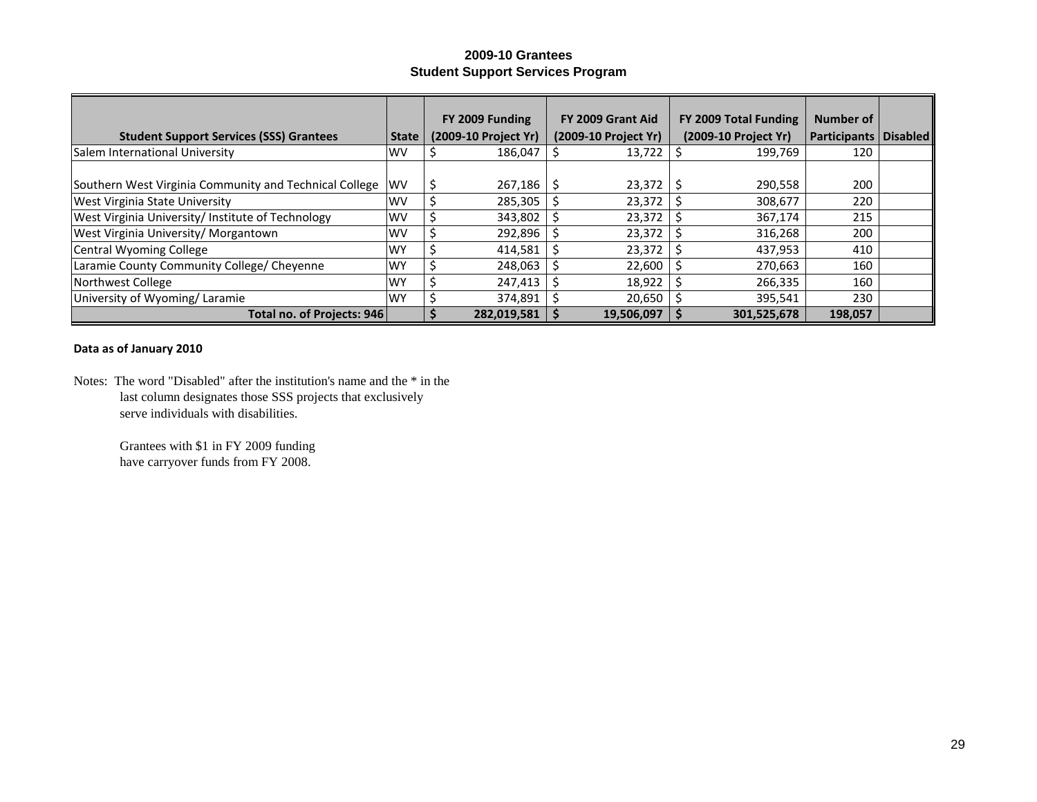**2009-10 Grantees**
**Student Support Services Program**

| Student Support Services (SSS) Grantees | State | FY 2009 Funding (2009-10 Project Yr) | FY 2009 Grant Aid (2009-10 Project Yr) | FY 2009 Total Funding (2009-10 Project Yr) | Number of Participants | Disabled |
|---|---|---|---|---|---|---|
| Salem International University | WV | $ 186,047 | $ 13,722 | $ 199,769 | 120 | |
| Southern West Virginia Community and Technical College | WV | $ 267,186 | $ 23,372 | $ 290,558 | 200 | |
| West Virginia State University | WV | $ 285,305 | $ 23,372 | $ 308,677 | 220 | |
| West Virginia University/ Institute of Technology | WV | $ 343,802 | $ 23,372 | $ 367,174 | 215 | |
| West Virginia University/ Morgantown | WV | $ 292,896 | $ 23,372 | $ 316,268 | 200 | |
| Central Wyoming College | WY | $ 414,581 | $ 23,372 | $ 437,953 | 410 | |
| Laramie County Community College/ Cheyenne | WY | $ 248,063 | $ 22,600 | $ 270,663 | 160 | |
| Northwest College | WY | $ 247,413 | $ 18,922 | $ 266,335 | 160 | |
| University of Wyoming/ Laramie | WY | $ 374,891 | $ 20,650 | $ 395,541 | 230 | |
| **Total no. of Projects: 946** | | **$ 282,019,581** | **$ 19,506,097** | **$ 301,525,678** | **198,057** | |

**Data as of January 2010**

Notes: The word "Disabled" after the institution's name and the * in the last column designates those SSS projects that exclusively serve individuals with disabilities.

Grantees with $1 in FY 2009 funding have carryover funds from FY 2008.